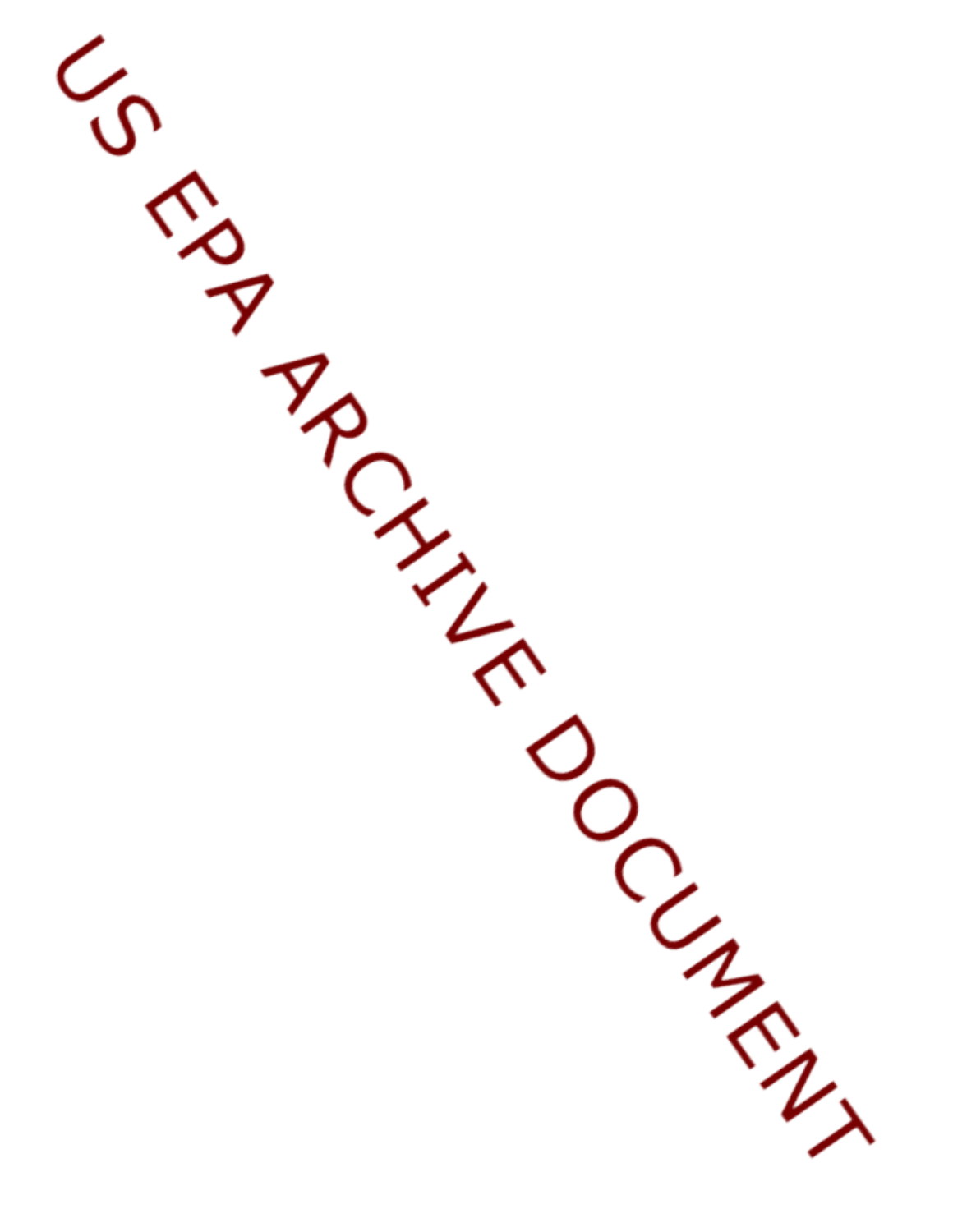US EPA ARCHIVE DOCUMENT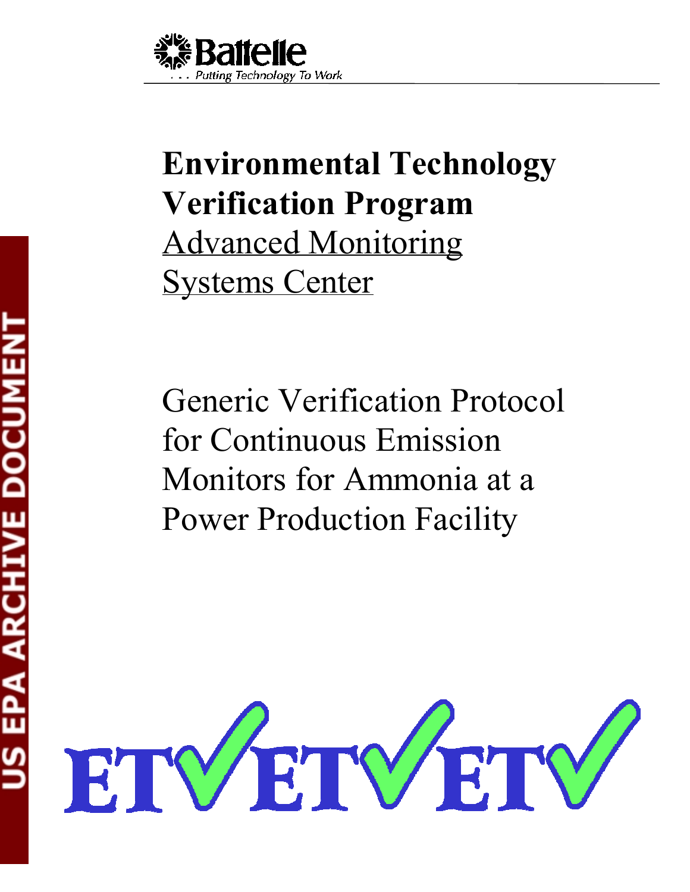Battelle

. . . Putting Technology To Work

**Environmental Technology Verification Program**

Advanced Monitoring Systems Center

Generic Verification Protocol for Continuous Emission Monitors for Ammonia at a Power Production Facility

ETV ETV ETV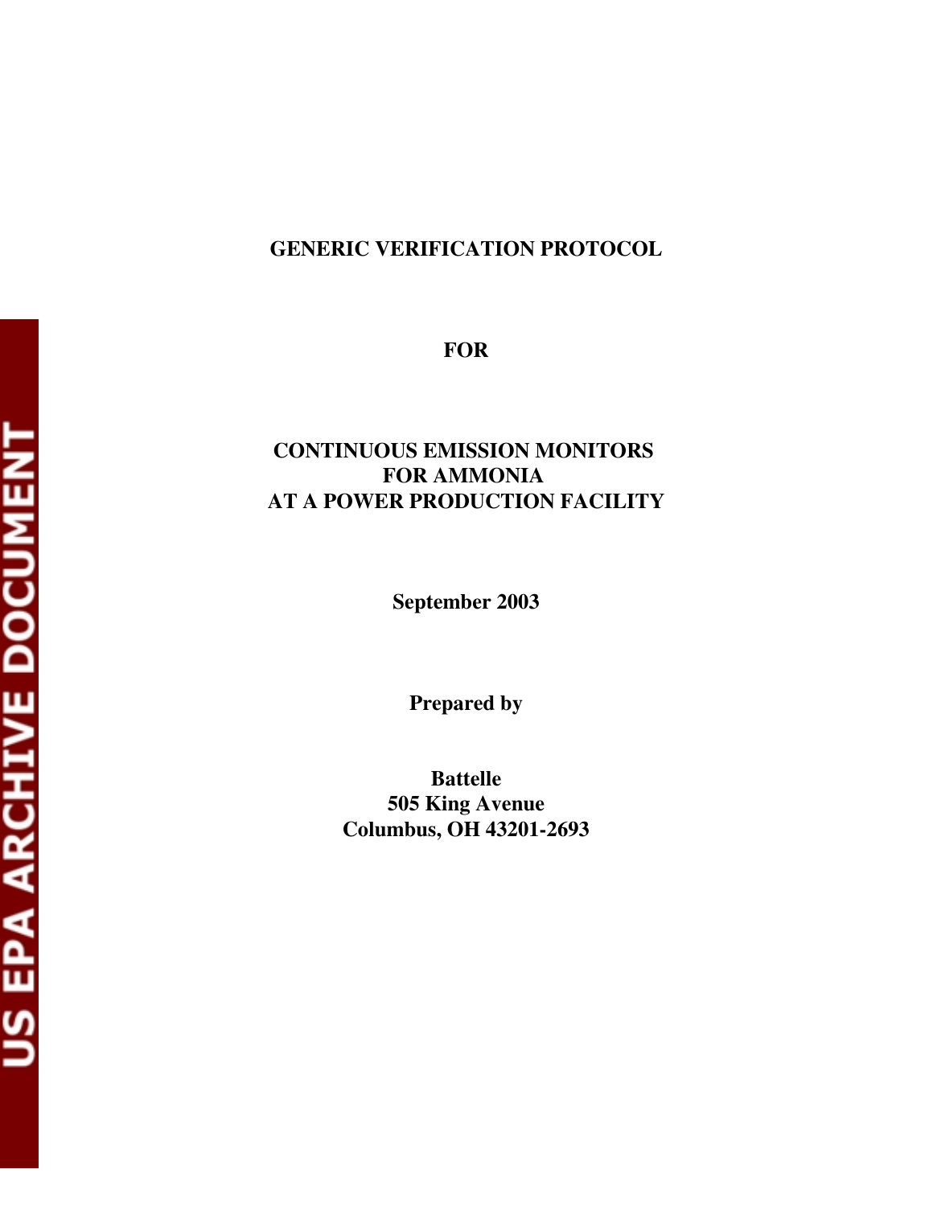# GENERIC VERIFICATION PROTOCOL

**FOR**

**CONTINUOUS EMISSION MONITORS FOR AMMONIA AT A POWER PRODUCTION FACILITY**

**September 2003**

**Prepared by**

**Battelle**
**505 King Avenue**
**Columbus, OH 43201-2693**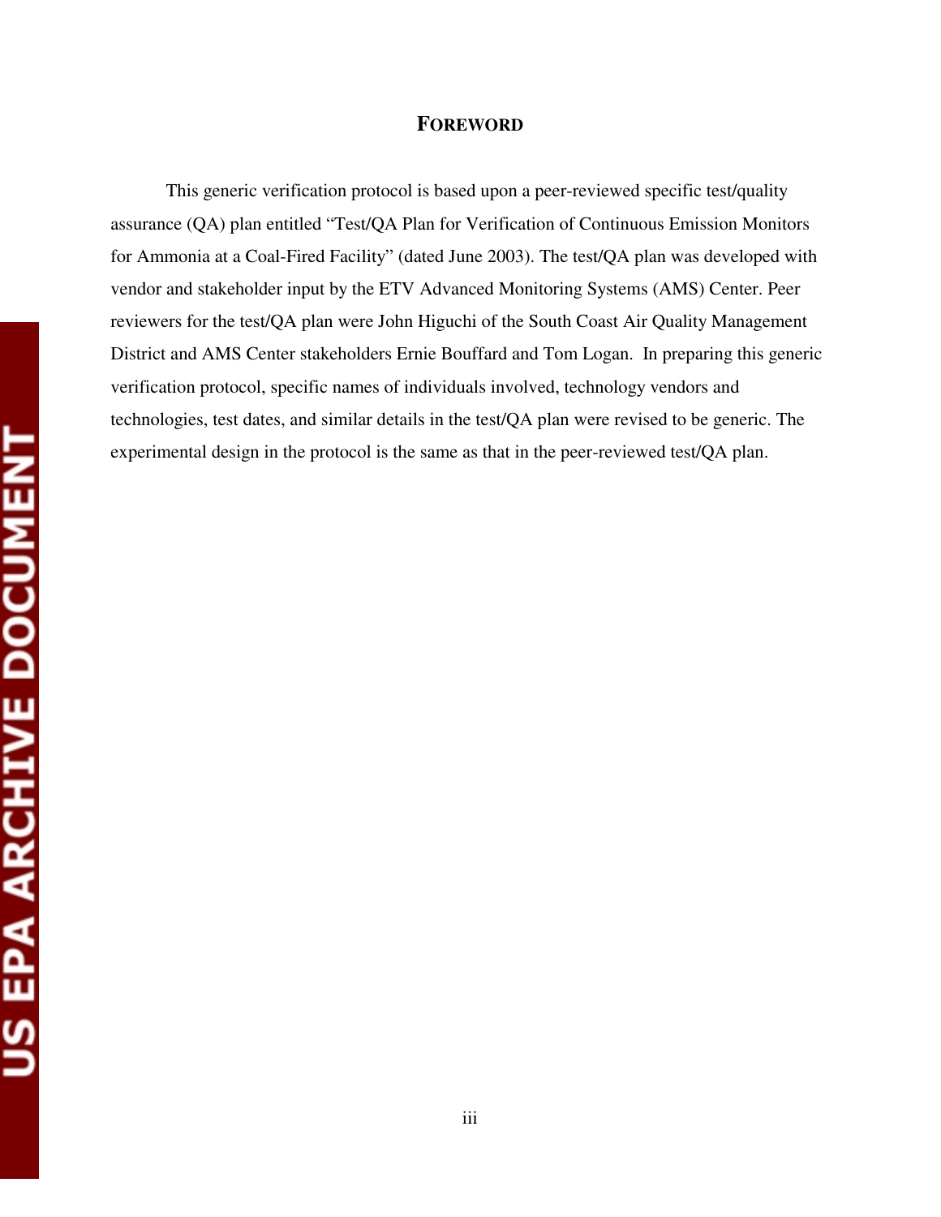# FOREWORD

This generic verification protocol is based upon a peer-reviewed specific test/quality assurance (QA) plan entitled "Test/QA Plan for Verification of Continuous Emission Monitors for Ammonia at a Coal-Fired Facility" (dated June 2003). The test/QA plan was developed with vendor and stakeholder input by the ETV Advanced Monitoring Systems (AMS) Center. Peer reviewers for the test/QA plan were John Higuchi of the South Coast Air Quality Management District and AMS Center stakeholders Ernie Bouffard and Tom Logan. In preparing this generic verification protocol, specific names of individuals involved, technology vendors and technologies, test dates, and similar details in the test/QA plan were revised to be generic. The experimental design in the protocol is the same as that in the peer-reviewed test/QA plan.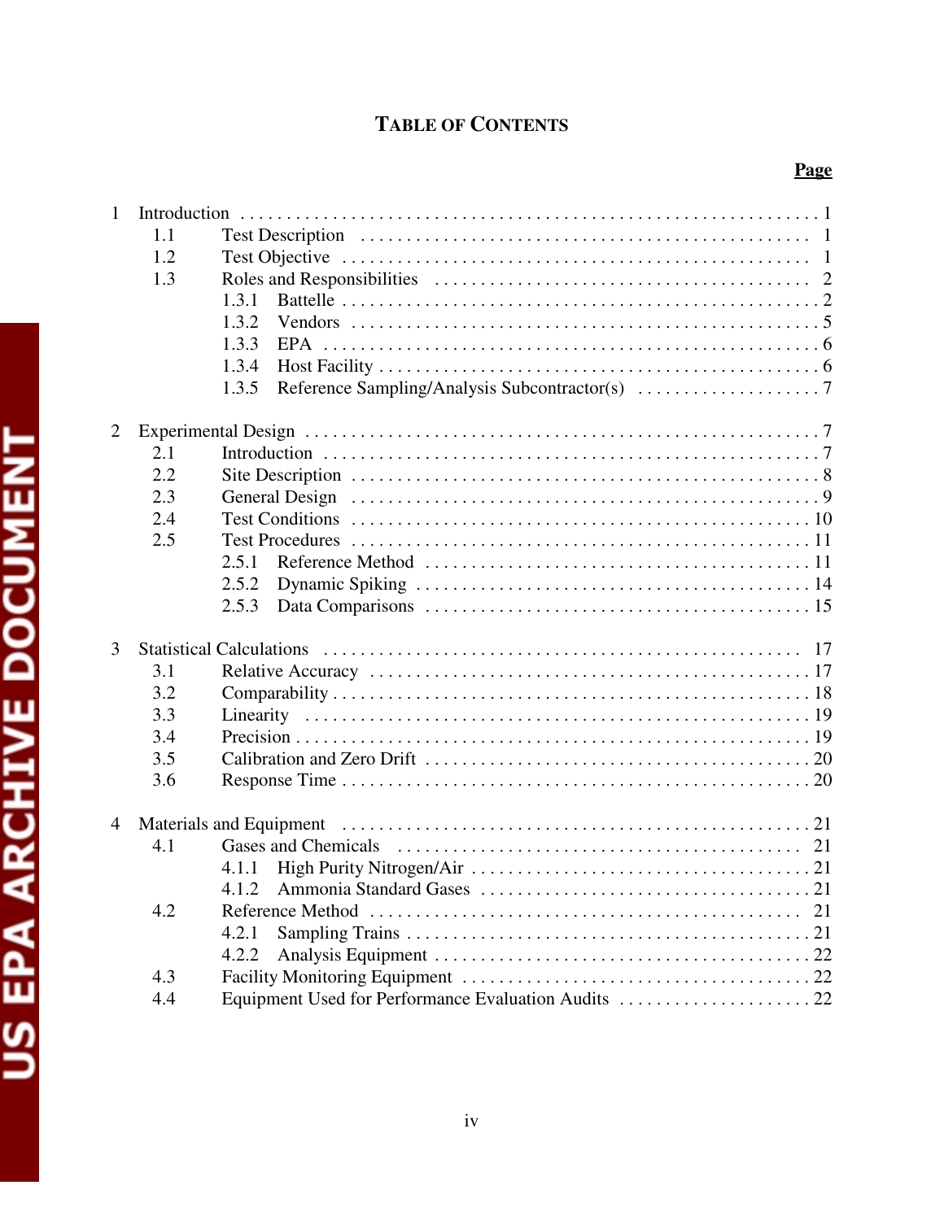# TABLE OF CONTENTS

| | | Page |
|---|---|---|
| 1 | Introduction | 1 |
| | 1.1 Test Description | 1 |
| | 1.2 Test Objective | 1 |
| | 1.3 Roles and Responsibilities | 2 |
| | 1.3.1 Battelle | 2 |
| | 1.3.2 Vendors | 5 |
| | 1.3.3 EPA | 6 |
| | 1.3.4 Host Facility | 6 |
| | 1.3.5 Reference Sampling/Analysis Subcontractor(s) | 7 |
| 2 | Experimental Design | 7 |
| | 2.1 Introduction | 7 |
| | 2.2 Site Description | 8 |
| | 2.3 General Design | 9 |
| | 2.4 Test Conditions | 10 |
| | 2.5 Test Procedures | 11 |
| | 2.5.1 Reference Method | 11 |
| | 2.5.2 Dynamic Spiking | 14 |
| | 2.5.3 Data Comparisons | 15 |
| 3 | Statistical Calculations | 17 |
| | 3.1 Relative Accuracy | 17 |
| | 3.2 Comparability | 18 |
| | 3.3 Linearity | 19 |
| | 3.4 Precision | 19 |
| | 3.5 Calibration and Zero Drift | 20 |
| | 3.6 Response Time | 20 |
| 4 | Materials and Equipment | 21 |
| | 4.1 Gases and Chemicals | 21 |
| | 4.1.1 High Purity Nitrogen/Air | 21 |
| | 4.1.2 Ammonia Standard Gases | 21 |
| | 4.2 Reference Method | 21 |
| | 4.2.1 Sampling Trains | 21 |
| | 4.2.2 Analysis Equipment | 22 |
| | 4.3 Facility Monitoring Equipment | 22 |
| | 4.4 Equipment Used for Performance Evaluation Audits | 22 |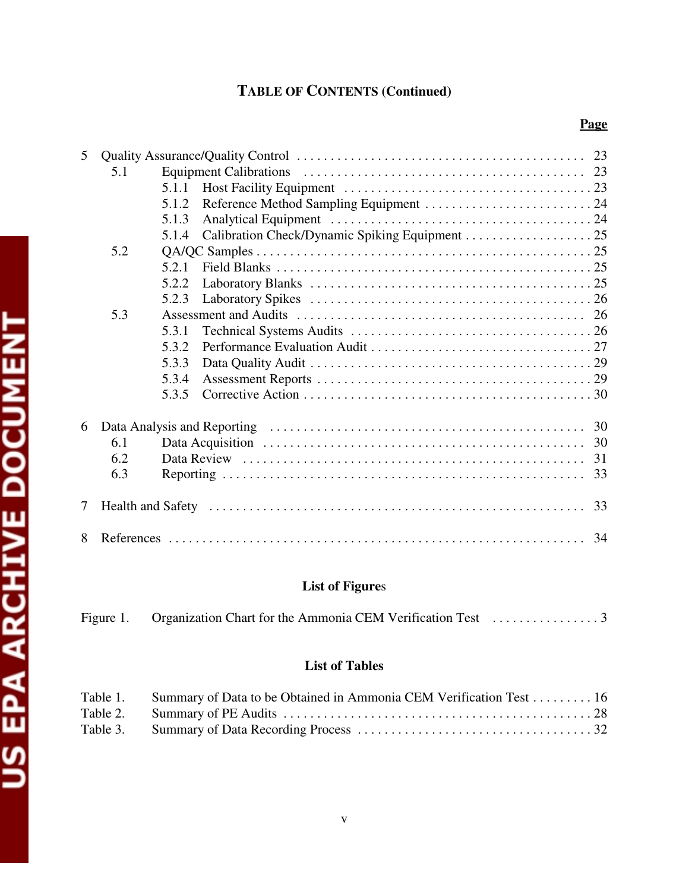# TABLE OF CONTENTS (Continued)

| | | Page |
|---|---|---|
| 5 | Quality Assurance/Quality Control | 23 |
| | 5.1 Equipment Calibrations | 23 |
| | 5.1.1 Host Facility Equipment | 23 |
| | 5.1.2 Reference Method Sampling Equipment | 24 |
| | 5.1.3 Analytical Equipment | 24 |
| | 5.1.4 Calibration Check/Dynamic Spiking Equipment | 25 |
| | 5.2 QA/QC Samples | 25 |
| | 5.2.1 Field Blanks | 25 |
| | 5.2.2 Laboratory Blanks | 25 |
| | 5.2.3 Laboratory Spikes | 26 |
| | 5.3 Assessment and Audits | 26 |
| | 5.3.1 Technical Systems Audits | 26 |
| | 5.3.2 Performance Evaluation Audit | 27 |
| | 5.3.3 Data Quality Audit | 29 |
| | 5.3.4 Assessment Reports | 29 |
| | 5.3.5 Corrective Action | 30 |
| 6 | Data Analysis and Reporting | 30 |
| | 6.1 Data Acquisition | 30 |
| | 6.2 Data Review | 31 |
| | 6.3 Reporting | 33 |
| 7 | Health and Safety | 33 |
| 8 | References | 34 |

## List of Figures

| | | |
|---|---|---|
| Figure 1. | Organization Chart for the Ammonia CEM Verification Test | 3 |

## List of Tables

| | | |
|---|---|---|
| Table 1. | Summary of Data to be Obtained in Ammonia CEM Verification Test | 16 |
| Table 2. | Summary of PE Audits | 28 |
| Table 3. | Summary of Data Recording Process | 32 |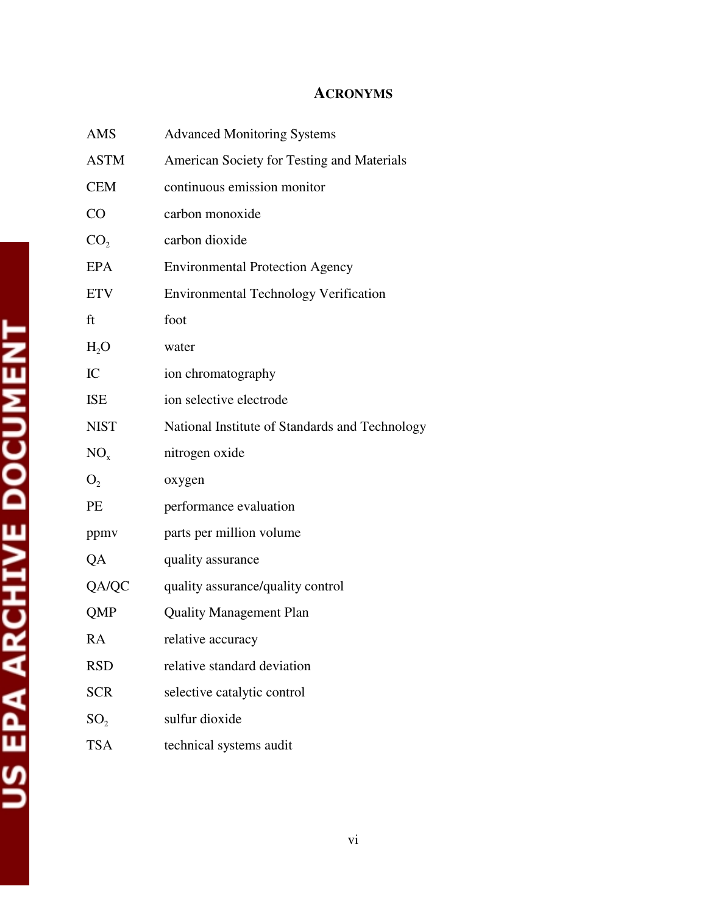# ACRONYMS

| | |
|---|---|
| AMS | Advanced Monitoring Systems |
| ASTM | American Society for Testing and Materials |
| CEM | continuous emission monitor |
| CO | carbon monoxide |
| $CO_2$ | carbon dioxide |
| EPA | Environmental Protection Agency |
| ETV | Environmental Technology Verification |
| ft | foot |
| $H_2O$ | water |
| IC | ion chromatography |
| ISE | ion selective electrode |
| NIST | National Institute of Standards and Technology |
| $NO_x$ | nitrogen oxide |
| $O_2$ | oxygen |
| PE | performance evaluation |
| ppmv | parts per million volume |
| QA | quality assurance |
| QA/QC | quality assurance/quality control |
| QMP | Quality Management Plan |
| RA | relative accuracy |
| RSD | relative standard deviation |
| SCR | selective catalytic control |
| $SO_2$ | sulfur dioxide |
| TSA | technical systems audit |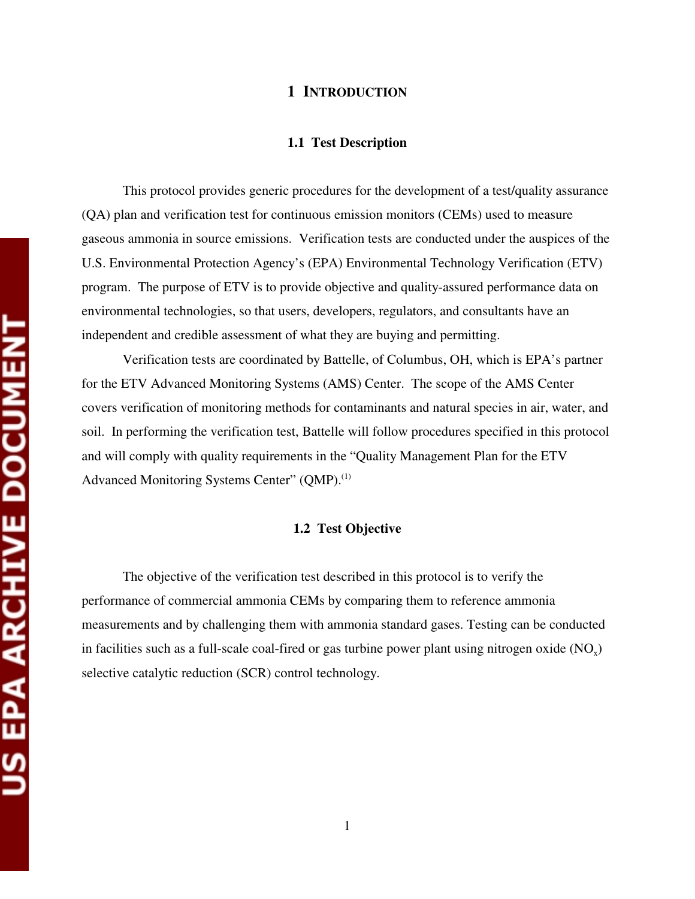# 1 INTRODUCTION

## 1.1 Test Description

This protocol provides generic procedures for the development of a test/quality assurance (QA) plan and verification test for continuous emission monitors (CEMs) used to measure gaseous ammonia in source emissions. Verification tests are conducted under the auspices of the U.S. Environmental Protection Agency's (EPA) Environmental Technology Verification (ETV) program. The purpose of ETV is to provide objective and quality-assured performance data on environmental technologies, so that users, developers, regulators, and consultants have an independent and credible assessment of what they are buying and permitting.

Verification tests are coordinated by Battelle, of Columbus, OH, which is EPA's partner for the ETV Advanced Monitoring Systems (AMS) Center. The scope of the AMS Center covers verification of monitoring methods for contaminants and natural species in air, water, and soil. In performing the verification test, Battelle will follow procedures specified in this protocol and will comply with quality requirements in the "Quality Management Plan for the ETV Advanced Monitoring Systems Center" (QMP).(1)

## 1.2 Test Objective

The objective of the verification test described in this protocol is to verify the performance of commercial ammonia CEMs by comparing them to reference ammonia measurements and by challenging them with ammonia standard gases. Testing can be conducted in facilities such as a full-scale coal-fired or gas turbine power plant using nitrogen oxide ($NO_x$) selective catalytic reduction (SCR) control technology.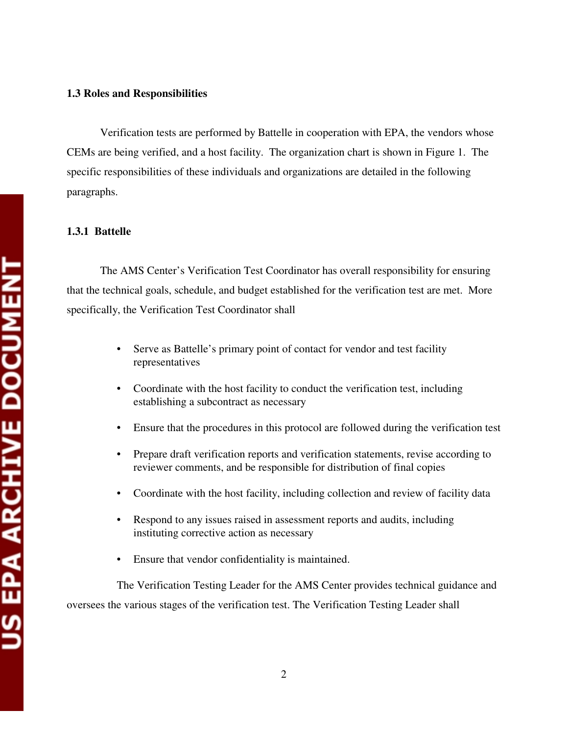### 1.3 Roles and Responsibilities

Verification tests are performed by Battelle in cooperation with EPA, the vendors whose CEMs are being verified, and a host facility. The organization chart is shown in Figure 1. The specific responsibilities of these individuals and organizations are detailed in the following paragraphs.

#### 1.3.1 Battelle

The AMS Center's Verification Test Coordinator has overall responsibility for ensuring that the technical goals, schedule, and budget established for the verification test are met. More specifically, the Verification Test Coordinator shall

- Serve as Battelle's primary point of contact for vendor and test facility representatives
- Coordinate with the host facility to conduct the verification test, including establishing a subcontract as necessary
- Ensure that the procedures in this protocol are followed during the verification test
- Prepare draft verification reports and verification statements, revise according to reviewer comments, and be responsible for distribution of final copies
- Coordinate with the host facility, including collection and review of facility data
- Respond to any issues raised in assessment reports and audits, including instituting corrective action as necessary
- Ensure that vendor confidentiality is maintained.

The Verification Testing Leader for the AMS Center provides technical guidance and oversees the various stages of the verification test. The Verification Testing Leader shall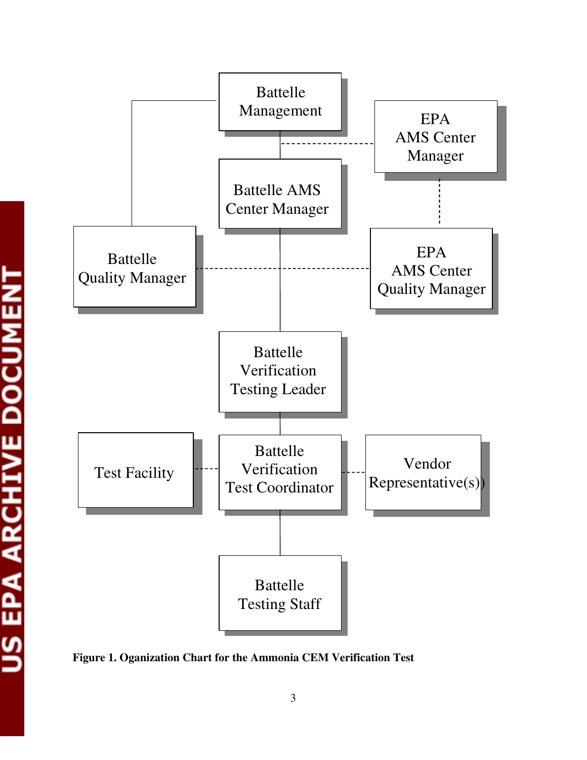Battelle Management

EPA AMS Center Manager

Battelle AMS Center Manager

Battelle Quality Manager

EPA AMS Center Quality Manager

Battelle Verification Testing Leader

Test Facility

Battelle Verification Test Coordinator

Vendor Representative(s))

Battelle Testing Staff

**Figure 1. Oganization Chart for the Ammonia CEM Verification Test**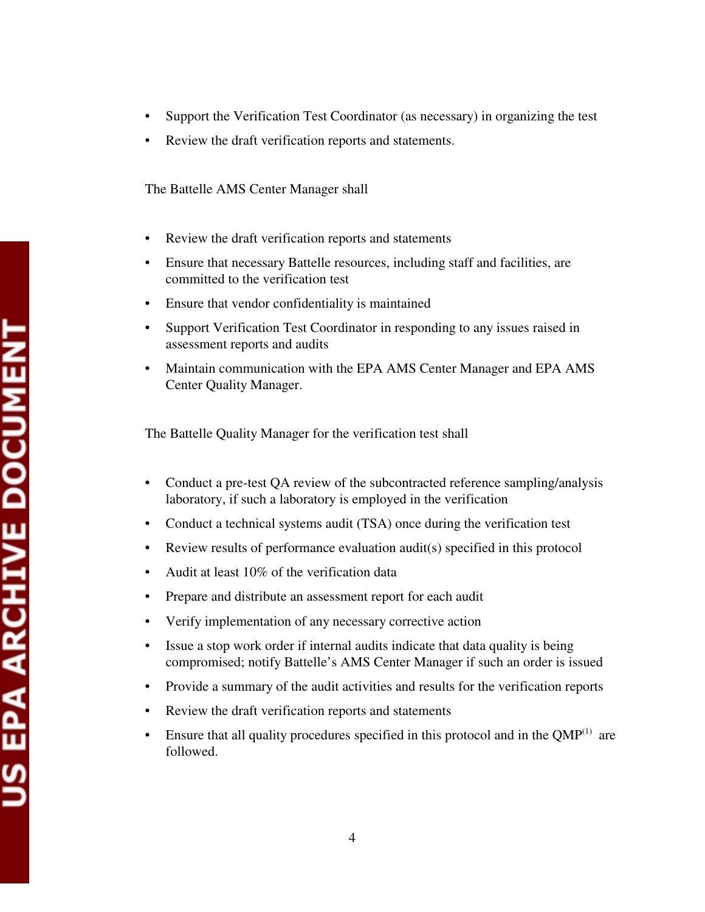- Support the Verification Test Coordinator (as necessary) in organizing the test
- Review the draft verification reports and statements.

The Battelle AMS Center Manager shall

- Review the draft verification reports and statements
- Ensure that necessary Battelle resources, including staff and facilities, are committed to the verification test
- Ensure that vendor confidentiality is maintained
- Support Verification Test Coordinator in responding to any issues raised in assessment reports and audits
- Maintain communication with the EPA AMS Center Manager and EPA AMS Center Quality Manager.

The Battelle Quality Manager for the verification test shall

- Conduct a pre-test QA review of the subcontracted reference sampling/analysis laboratory, if such a laboratory is employed in the verification
- Conduct a technical systems audit (TSA) once during the verification test
- Review results of performance evaluation audit(s) specified in this protocol
- Audit at least 10% of the verification data
- Prepare and distribute an assessment report for each audit
- Verify implementation of any necessary corrective action
- Issue a stop work order if internal audits indicate that data quality is being compromised; notify Battelle's AMS Center Manager if such an order is issued
- Provide a summary of the audit activities and results for the verification reports
- Review the draft verification reports and statements
- Ensure that all quality procedures specified in this protocol and in the QMP[1] are followed.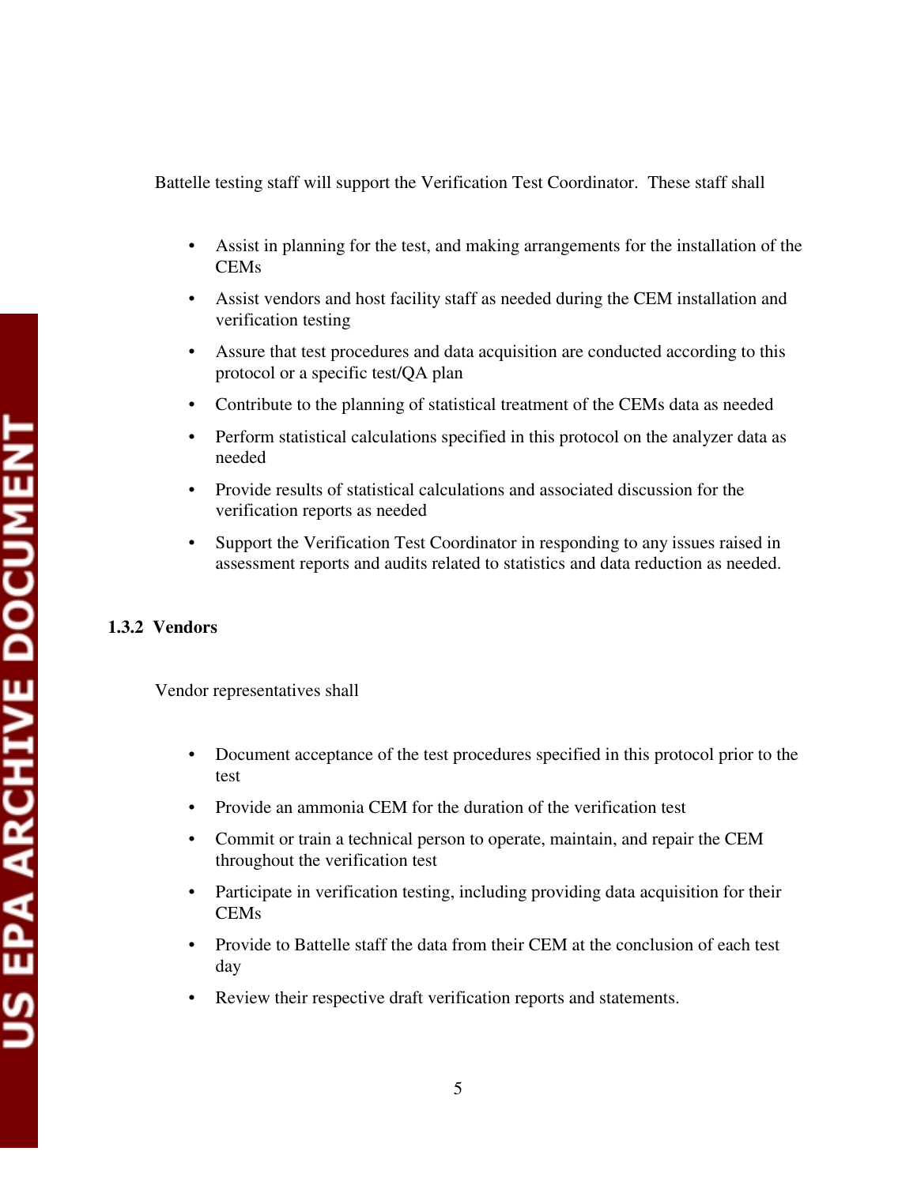Battelle testing staff will support the Verification Test Coordinator. These staff shall

- Assist in planning for the test, and making arrangements for the installation of the CEMs
- Assist vendors and host facility staff as needed during the CEM installation and verification testing
- Assure that test procedures and data acquisition are conducted according to this protocol or a specific test/QA plan
- Contribute to the planning of statistical treatment of the CEMs data as needed
- Perform statistical calculations specified in this protocol on the analyzer data as needed
- Provide results of statistical calculations and associated discussion for the verification reports as needed
- Support the Verification Test Coordinator in responding to any issues raised in assessment reports and audits related to statistics and data reduction as needed.

### 1.3.2 Vendors

Vendor representatives shall

- Document acceptance of the test procedures specified in this protocol prior to the test
- Provide an ammonia CEM for the duration of the verification test
- Commit or train a technical person to operate, maintain, and repair the CEM throughout the verification test
- Participate in verification testing, including providing data acquisition for their CEMs
- Provide to Battelle staff the data from their CEM at the conclusion of each test day
- Review their respective draft verification reports and statements.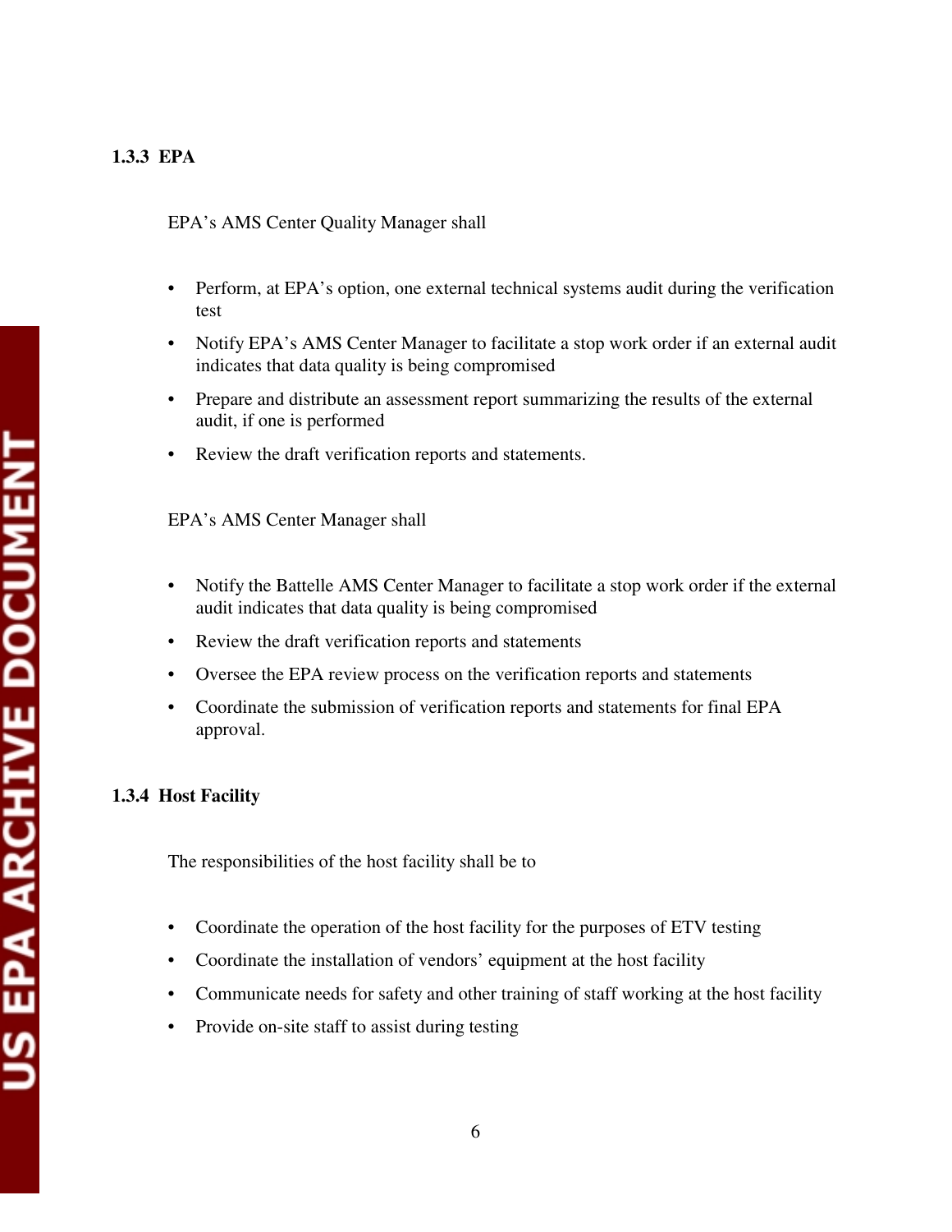### 1.3.3 EPA

EPA's AMS Center Quality Manager shall

- Perform, at EPA's option, one external technical systems audit during the verification test
- Notify EPA's AMS Center Manager to facilitate a stop work order if an external audit indicates that data quality is being compromised
- Prepare and distribute an assessment report summarizing the results of the external audit, if one is performed
- Review the draft verification reports and statements.

EPA's AMS Center Manager shall

- Notify the Battelle AMS Center Manager to facilitate a stop work order if the external audit indicates that data quality is being compromised
- Review the draft verification reports and statements
- Oversee the EPA review process on the verification reports and statements
- Coordinate the submission of verification reports and statements for final EPA approval.

### 1.3.4 Host Facility

The responsibilities of the host facility shall be to

- Coordinate the operation of the host facility for the purposes of ETV testing
- Coordinate the installation of vendors' equipment at the host facility
- Communicate needs for safety and other training of staff working at the host facility
- Provide on-site staff to assist during testing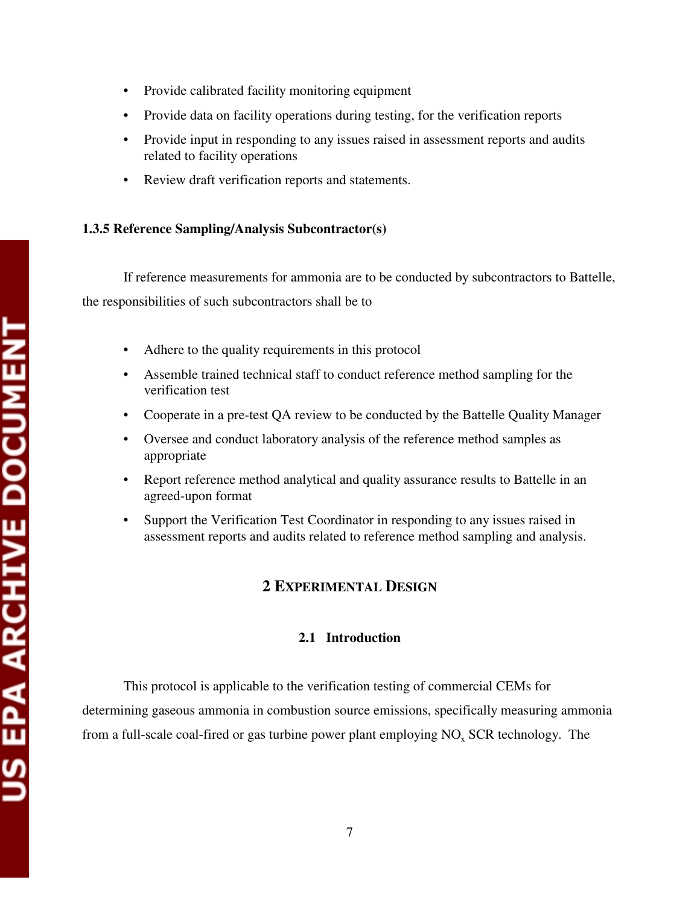- Provide calibrated facility monitoring equipment
- Provide data on facility operations during testing, for the verification reports
- Provide input in responding to any issues raised in assessment reports and audits related to facility operations
- Review draft verification reports and statements.

### 1.3.5 Reference Sampling/Analysis Subcontractor(s)

If reference measurements for ammonia are to be conducted by subcontractors to Battelle, the responsibilities of such subcontractors shall be to

- Adhere to the quality requirements in this protocol
- Assemble trained technical staff to conduct reference method sampling for the verification test
- Cooperate in a pre-test QA review to be conducted by the Battelle Quality Manager
- Oversee and conduct laboratory analysis of the reference method samples as appropriate
- Report reference method analytical and quality assurance results to Battelle in an agreed-upon format
- Support the Verification Test Coordinator in responding to any issues raised in assessment reports and audits related to reference method sampling and analysis.

# 2 EXPERIMENTAL DESIGN

## 2.1 Introduction

This protocol is applicable to the verification testing of commercial CEMs for determining gaseous ammonia in combustion source emissions, specifically measuring ammonia from a full-scale coal-fired or gas turbine power plant employing $NO_x$ SCR technology. The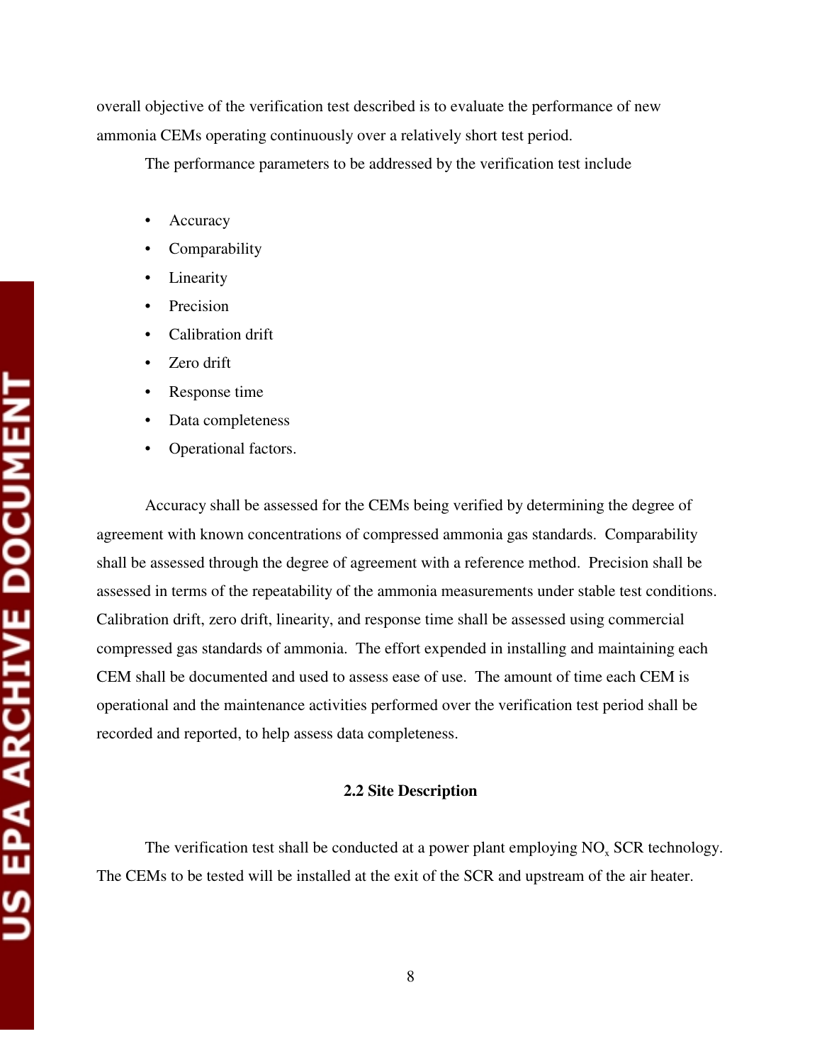overall objective of the verification test described is to evaluate the performance of new ammonia CEMs operating continuously over a relatively short test period.

The performance parameters to be addressed by the verification test include

- Accuracy
- Comparability
- Linearity
- Precision
- Calibration drift
- Zero drift
- Response time
- Data completeness
- Operational factors.

Accuracy shall be assessed for the CEMs being verified by determining the degree of agreement with known concentrations of compressed ammonia gas standards. Comparability shall be assessed through the degree of agreement with a reference method. Precision shall be assessed in terms of the repeatability of the ammonia measurements under stable test conditions. Calibration drift, zero drift, linearity, and response time shall be assessed using commercial compressed gas standards of ammonia. The effort expended in installing and maintaining each CEM shall be documented and used to assess ease of use. The amount of time each CEM is operational and the maintenance activities performed over the verification test period shall be recorded and reported, to help assess data completeness.

## 2.2 Site Description

The verification test shall be conducted at a power plant employing $NO_x$ SCR technology. The CEMs to be tested will be installed at the exit of the SCR and upstream of the air heater.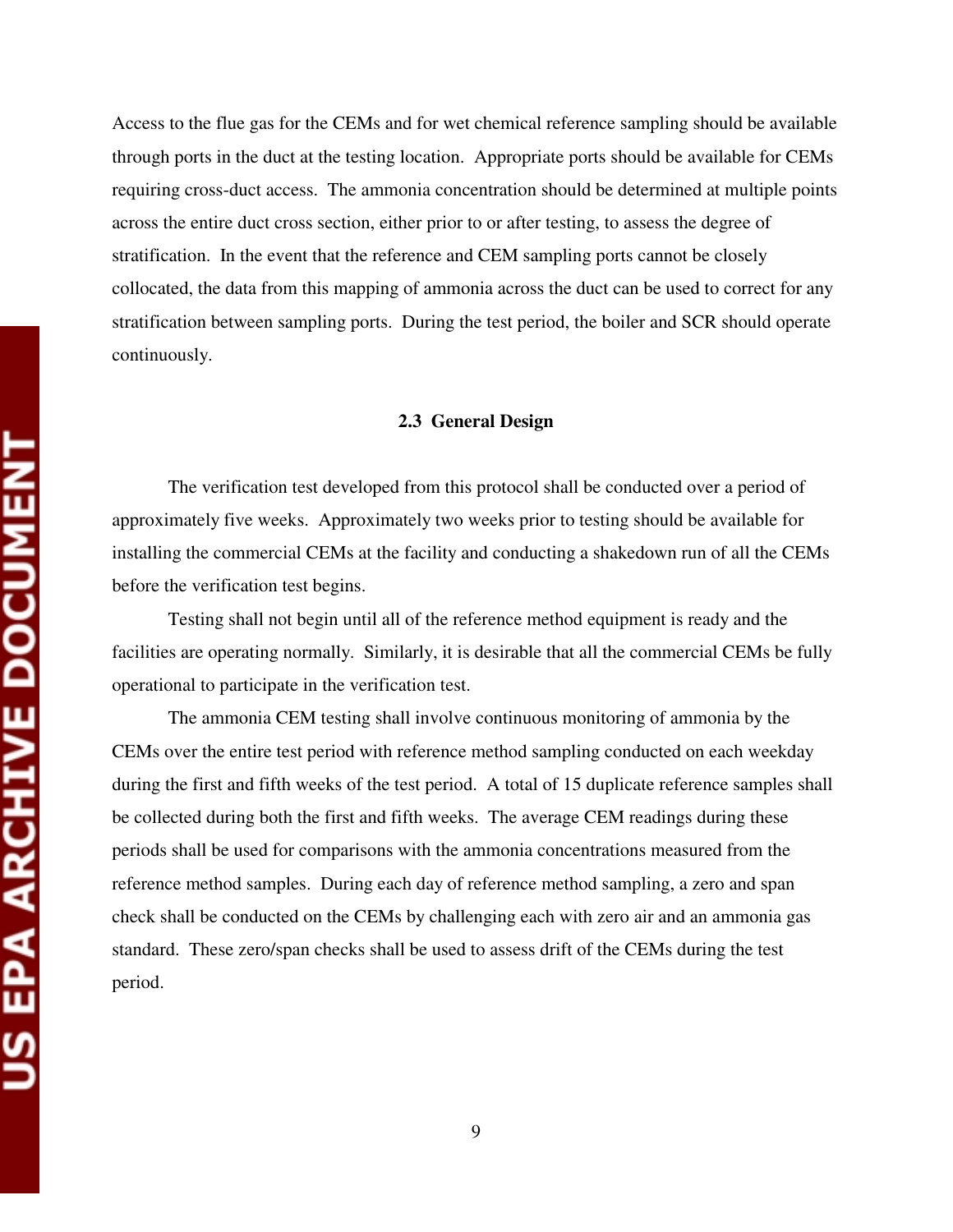Access to the flue gas for the CEMs and for wet chemical reference sampling should be available through ports in the duct at the testing location. Appropriate ports should be available for CEMs requiring cross-duct access. The ammonia concentration should be determined at multiple points across the entire duct cross section, either prior to or after testing, to assess the degree of stratification. In the event that the reference and CEM sampling ports cannot be closely collocated, the data from this mapping of ammonia across the duct can be used to correct for any stratification between sampling ports. During the test period, the boiler and SCR should operate continuously.

### 2.3 General Design

The verification test developed from this protocol shall be conducted over a period of approximately five weeks. Approximately two weeks prior to testing should be available for installing the commercial CEMs at the facility and conducting a shakedown run of all the CEMs before the verification test begins.

Testing shall not begin until all of the reference method equipment is ready and the facilities are operating normally. Similarly, it is desirable that all the commercial CEMs be fully operational to participate in the verification test.

The ammonia CEM testing shall involve continuous monitoring of ammonia by the CEMs over the entire test period with reference method sampling conducted on each weekday during the first and fifth weeks of the test period. A total of 15 duplicate reference samples shall be collected during both the first and fifth weeks. The average CEM readings during these periods shall be used for comparisons with the ammonia concentrations measured from the reference method samples. During each day of reference method sampling, a zero and span check shall be conducted on the CEMs by challenging each with zero air and an ammonia gas standard. These zero/span checks shall be used to assess drift of the CEMs during the test period.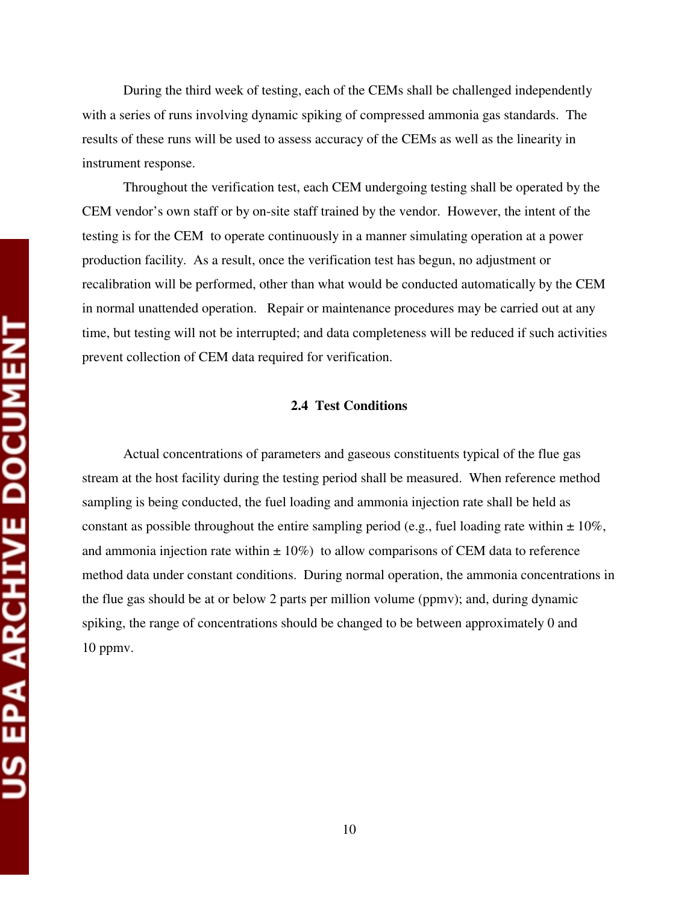During the third week of testing, each of the CEMs shall be challenged independently with a series of runs involving dynamic spiking of compressed ammonia gas standards. The results of these runs will be used to assess accuracy of the CEMs as well as the linearity in instrument response.

Throughout the verification test, each CEM undergoing testing shall be operated by the CEM vendor's own staff or by on-site staff trained by the vendor. However, the intent of the testing is for the CEM to operate continuously in a manner simulating operation at a power production facility. As a result, once the verification test has begun, no adjustment or recalibration will be performed, other than what would be conducted automatically by the CEM in normal unattended operation. Repair or maintenance procedures may be carried out at any time, but testing will not be interrupted; and data completeness will be reduced if such activities prevent collection of CEM data required for verification.

### 2.4 Test Conditions

Actual concentrations of parameters and gaseous constituents typical of the flue gas stream at the host facility during the testing period shall be measured. When reference method sampling is being conducted, the fuel loading and ammonia injection rate shall be held as constant as possible throughout the entire sampling period (e.g., fuel loading rate within ± 10%, and ammonia injection rate within ± 10%) to allow comparisons of CEM data to reference method data under constant conditions. During normal operation, the ammonia concentrations in the flue gas should be at or below 2 parts per million volume (ppmv); and, during dynamic spiking, the range of concentrations should be changed to be between approximately 0 and 10 ppmv.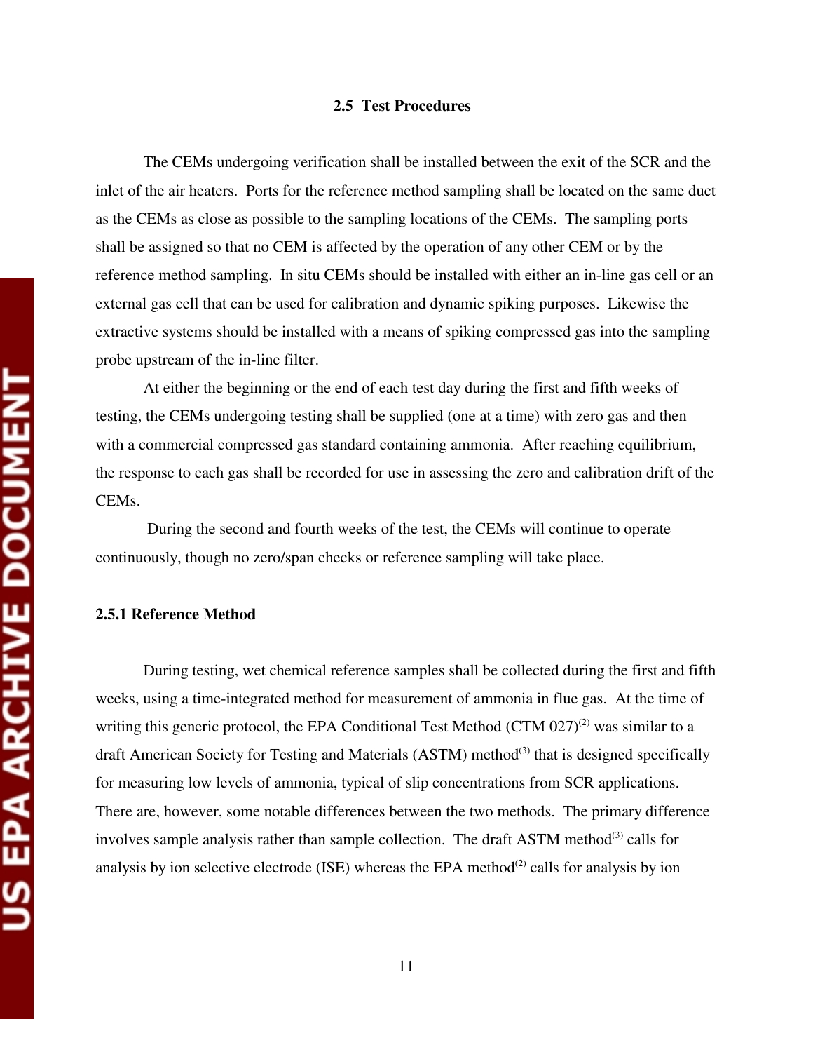## 2.5 Test Procedures

The CEMs undergoing verification shall be installed between the exit of the SCR and the inlet of the air heaters. Ports for the reference method sampling shall be located on the same duct as the CEMs as close as possible to the sampling locations of the CEMs. The sampling ports shall be assigned so that no CEM is affected by the operation of any other CEM or by the reference method sampling. In situ CEMs should be installed with either an in-line gas cell or an external gas cell that can be used for calibration and dynamic spiking purposes. Likewise the extractive systems should be installed with a means of spiking compressed gas into the sampling probe upstream of the in-line filter.

At either the beginning or the end of each test day during the first and fifth weeks of testing, the CEMs undergoing testing shall be supplied (one at a time) with zero gas and then with a commercial compressed gas standard containing ammonia. After reaching equilibrium, the response to each gas shall be recorded for use in assessing the zero and calibration drift of the CEMs.

During the second and fourth weeks of the test, the CEMs will continue to operate continuously, though no zero/span checks or reference sampling will take place.

### 2.5.1 Reference Method

During testing, wet chemical reference samples shall be collected during the first and fifth weeks, using a time-integrated method for measurement of ammonia in flue gas. At the time of writing this generic protocol, the EPA Conditional Test Method (CTM 027)[(2)] was similar to a draft American Society for Testing and Materials (ASTM) method[(3)] that is designed specifically for measuring low levels of ammonia, typical of slip concentrations from SCR applications. There are, however, some notable differences between the two methods. The primary difference involves sample analysis rather than sample collection. The draft ASTM method[(3)] calls for analysis by ion selective electrode (ISE) whereas the EPA method[(2)] calls for analysis by ion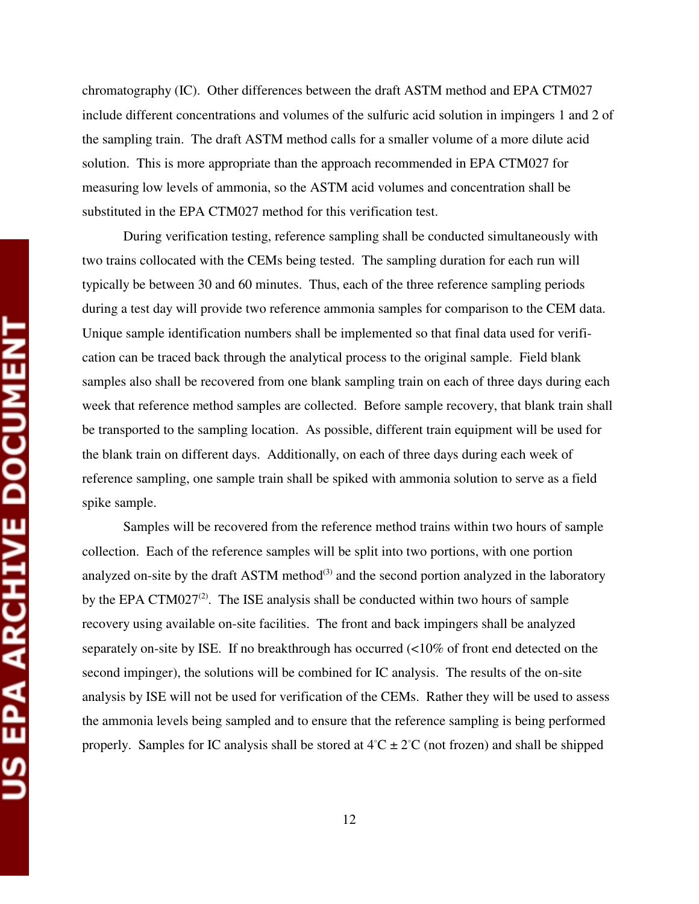chromatography (IC). Other differences between the draft ASTM method and EPA CTM027 include different concentrations and volumes of the sulfuric acid solution in impingers 1 and 2 of the sampling train. The draft ASTM method calls for a smaller volume of a more dilute acid solution. This is more appropriate than the approach recommended in EPA CTM027 for measuring low levels of ammonia, so the ASTM acid volumes and concentration shall be substituted in the EPA CTM027 method for this verification test.

During verification testing, reference sampling shall be conducted simultaneously with two trains collocated with the CEMs being tested. The sampling duration for each run will typically be between 30 and 60 minutes. Thus, each of the three reference sampling periods during a test day will provide two reference ammonia samples for comparison to the CEM data. Unique sample identification numbers shall be implemented so that final data used for verification can be traced back through the analytical process to the original sample. Field blank samples also shall be recovered from one blank sampling train on each of three days during each week that reference method samples are collected. Before sample recovery, that blank train shall be transported to the sampling location. As possible, different train equipment will be used for the blank train on different days. Additionally, on each of three days during each week of reference sampling, one sample train shall be spiked with ammonia solution to serve as a field spike sample.

Samples will be recovered from the reference method trains within two hours of sample collection. Each of the reference samples will be split into two portions, with one portion analyzed on-site by the draft ASTM method(3) and the second portion analyzed in the laboratory by the EPA CTM027(2). The ISE analysis shall be conducted within two hours of sample recovery using available on-site facilities. The front and back impingers shall be analyzed separately on-site by ISE. If no breakthrough has occurred (<10% of front end detected on the second impinger), the solutions will be combined for IC analysis. The results of the on-site analysis by ISE will not be used for verification of the CEMs. Rather they will be used to assess the ammonia levels being sampled and to ensure that the reference sampling is being performed properly. Samples for IC analysis shall be stored at $4^{\circ}C \pm 2^{\circ}C$ (not frozen) and shall be shipped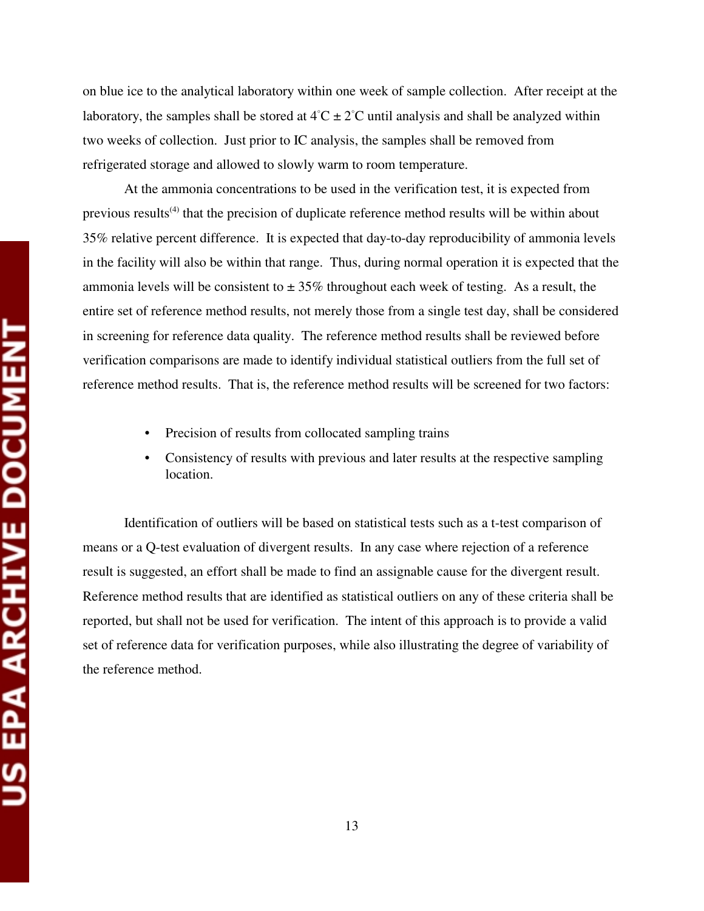on blue ice to the analytical laboratory within one week of sample collection. After receipt at the laboratory, the samples shall be stored at 4°C ± 2°C until analysis and shall be analyzed within two weeks of collection. Just prior to IC analysis, the samples shall be removed from refrigerated storage and allowed to slowly warm to room temperature.

At the ammonia concentrations to be used in the verification test, it is expected from previous results(4) that the precision of duplicate reference method results will be within about 35% relative percent difference. It is expected that day-to-day reproducibility of ammonia levels in the facility will also be within that range. Thus, during normal operation it is expected that the ammonia levels will be consistent to ± 35% throughout each week of testing. As a result, the entire set of reference method results, not merely those from a single test day, shall be considered in screening for reference data quality. The reference method results shall be reviewed before verification comparisons are made to identify individual statistical outliers from the full set of reference method results. That is, the reference method results will be screened for two factors:

- Precision of results from collocated sampling trains
- Consistency of results with previous and later results at the respective sampling location.

Identification of outliers will be based on statistical tests such as a t-test comparison of means or a Q-test evaluation of divergent results. In any case where rejection of a reference result is suggested, an effort shall be made to find an assignable cause for the divergent result. Reference method results that are identified as statistical outliers on any of these criteria shall be reported, but shall not be used for verification. The intent of this approach is to provide a valid set of reference data for verification purposes, while also illustrating the degree of variability of the reference method.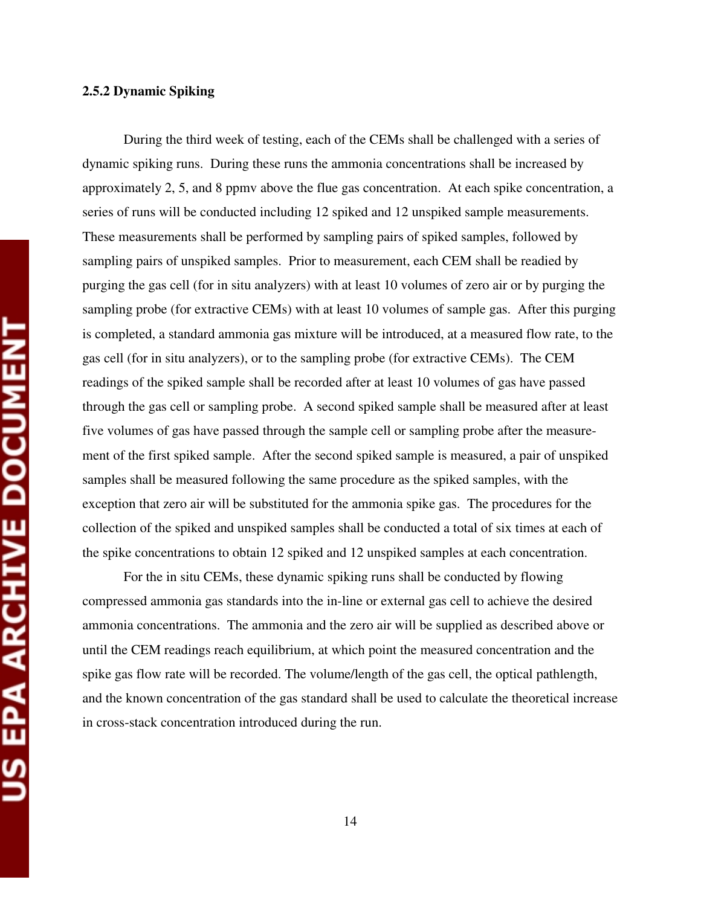### 2.5.2 Dynamic Spiking

During the third week of testing, each of the CEMs shall be challenged with a series of dynamic spiking runs. During these runs the ammonia concentrations shall be increased by approximately 2, 5, and 8 ppmv above the flue gas concentration. At each spike concentration, a series of runs will be conducted including 12 spiked and 12 unspiked sample measurements. These measurements shall be performed by sampling pairs of spiked samples, followed by sampling pairs of unspiked samples. Prior to measurement, each CEM shall be readied by purging the gas cell (for in situ analyzers) with at least 10 volumes of zero air or by purging the sampling probe (for extractive CEMs) with at least 10 volumes of sample gas. After this purging is completed, a standard ammonia gas mixture will be introduced, at a measured flow rate, to the gas cell (for in situ analyzers), or to the sampling probe (for extractive CEMs). The CEM readings of the spiked sample shall be recorded after at least 10 volumes of gas have passed through the gas cell or sampling probe. A second spiked sample shall be measured after at least five volumes of gas have passed through the sample cell or sampling probe after the measurement of the first spiked sample. After the second spiked sample is measured, a pair of unspiked samples shall be measured following the same procedure as the spiked samples, with the exception that zero air will be substituted for the ammonia spike gas. The procedures for the collection of the spiked and unspiked samples shall be conducted a total of six times at each of the spike concentrations to obtain 12 spiked and 12 unspiked samples at each concentration.

For the in situ CEMs, these dynamic spiking runs shall be conducted by flowing compressed ammonia gas standards into the in-line or external gas cell to achieve the desired ammonia concentrations. The ammonia and the zero air will be supplied as described above or until the CEM readings reach equilibrium, at which point the measured concentration and the spike gas flow rate will be recorded. The volume/length of the gas cell, the optical pathlength, and the known concentration of the gas standard shall be used to calculate the theoretical increase in cross-stack concentration introduced during the run.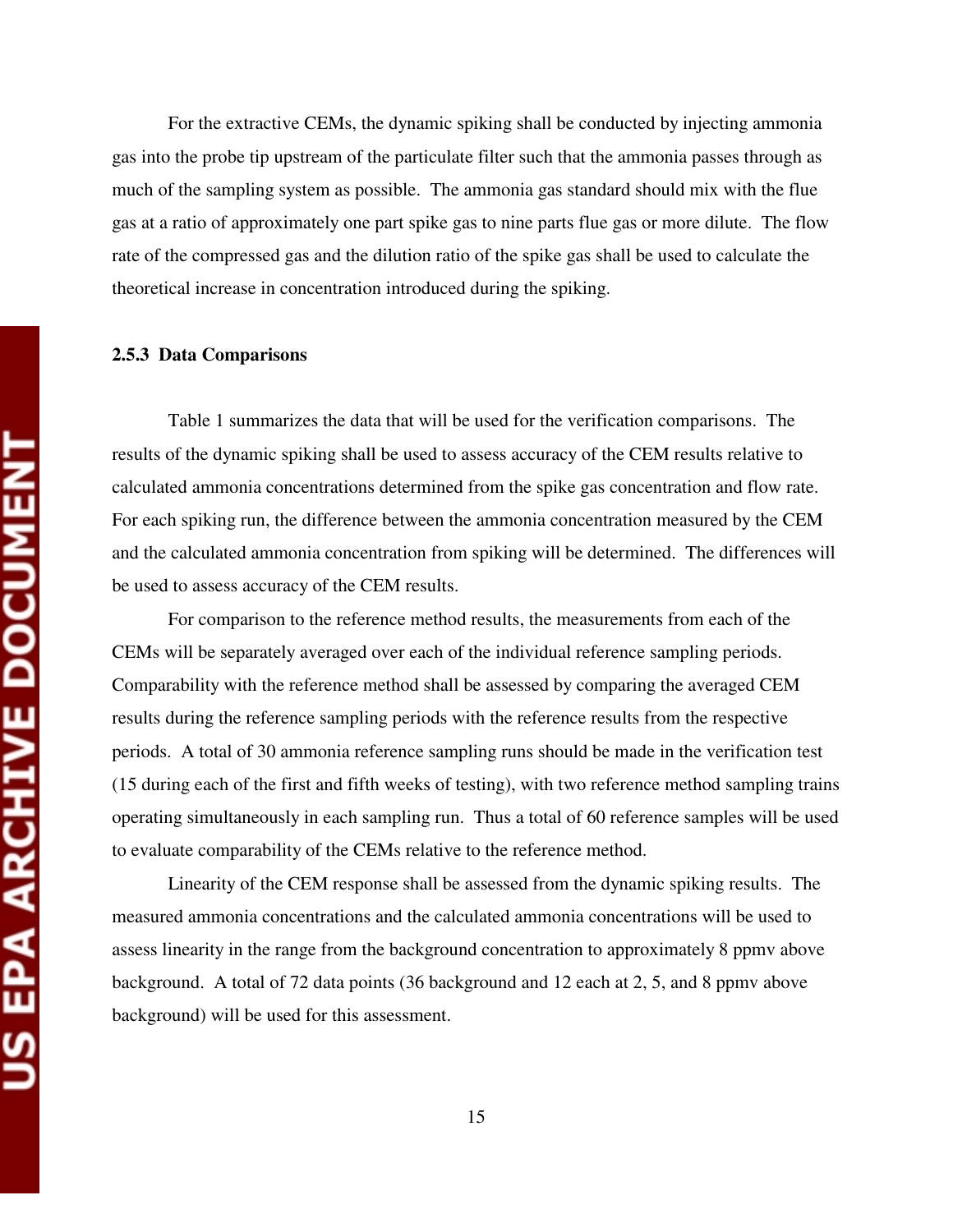For the extractive CEMs, the dynamic spiking shall be conducted by injecting ammonia gas into the probe tip upstream of the particulate filter such that the ammonia passes through as much of the sampling system as possible. The ammonia gas standard should mix with the flue gas at a ratio of approximately one part spike gas to nine parts flue gas or more dilute. The flow rate of the compressed gas and the dilution ratio of the spike gas shall be used to calculate the theoretical increase in concentration introduced during the spiking.

### 2.5.3 Data Comparisons

Table 1 summarizes the data that will be used for the verification comparisons. The results of the dynamic spiking shall be used to assess accuracy of the CEM results relative to calculated ammonia concentrations determined from the spike gas concentration and flow rate. For each spiking run, the difference between the ammonia concentration measured by the CEM and the calculated ammonia concentration from spiking will be determined. The differences will be used to assess accuracy of the CEM results.

For comparison to the reference method results, the measurements from each of the CEMs will be separately averaged over each of the individual reference sampling periods. Comparability with the reference method shall be assessed by comparing the averaged CEM results during the reference sampling periods with the reference results from the respective periods. A total of 30 ammonia reference sampling runs should be made in the verification test (15 during each of the first and fifth weeks of testing), with two reference method sampling trains operating simultaneously in each sampling run. Thus a total of 60 reference samples will be used to evaluate comparability of the CEMs relative to the reference method.

Linearity of the CEM response shall be assessed from the dynamic spiking results. The measured ammonia concentrations and the calculated ammonia concentrations will be used to assess linearity in the range from the background concentration to approximately 8 ppmv above background. A total of 72 data points (36 background and 12 each at 2, 5, and 8 ppmv above background) will be used for this assessment.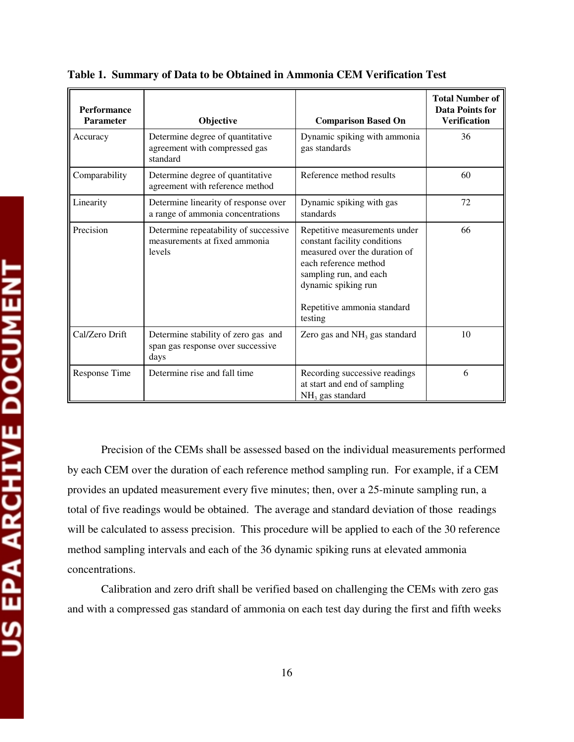**Table 1. Summary of Data to be Obtained in Ammonia CEM Verification Test**

| Performance Parameter | Objective | Comparison Based On | Total Number of Data Points for Verification |
|---|---|---|---|
| Accuracy | Determine degree of quantitative agreement with compressed gas standard | Dynamic spiking with ammonia gas standards | 36 |
| Comparability | Determine degree of quantitative agreement with reference method | Reference method results | 60 |
| Linearity | Determine linearity of response over a range of ammonia concentrations | Dynamic spiking with gas standards | 72 |
| Precision | Determine repeatability of successive measurements at fixed ammonia levels | Repetitive measurements under constant facility conditions measured over the duration of each reference method sampling run, and each dynamic spiking run<br><br>Repetitive ammonia standard testing | 66 |
| Cal/Zero Drift | Determine stability of zero gas and span gas response over successive days | Zero gas and $NH_3$ gas standard | 10 |
| Response Time | Determine rise and fall time | Recording successive readings at start and end of sampling $NH_3$ gas standard | 6 |

Precision of the CEMs shall be assessed based on the individual measurements performed by each CEM over the duration of each reference method sampling run. For example, if a CEM provides an updated measurement every five minutes; then, over a 25-minute sampling run, a total of five readings would be obtained. The average and standard deviation of those readings will be calculated to assess precision. This procedure will be applied to each of the 30 reference method sampling intervals and each of the 36 dynamic spiking runs at elevated ammonia concentrations.

Calibration and zero drift shall be verified based on challenging the CEMs with zero gas and with a compressed gas standard of ammonia on each test day during the first and fifth weeks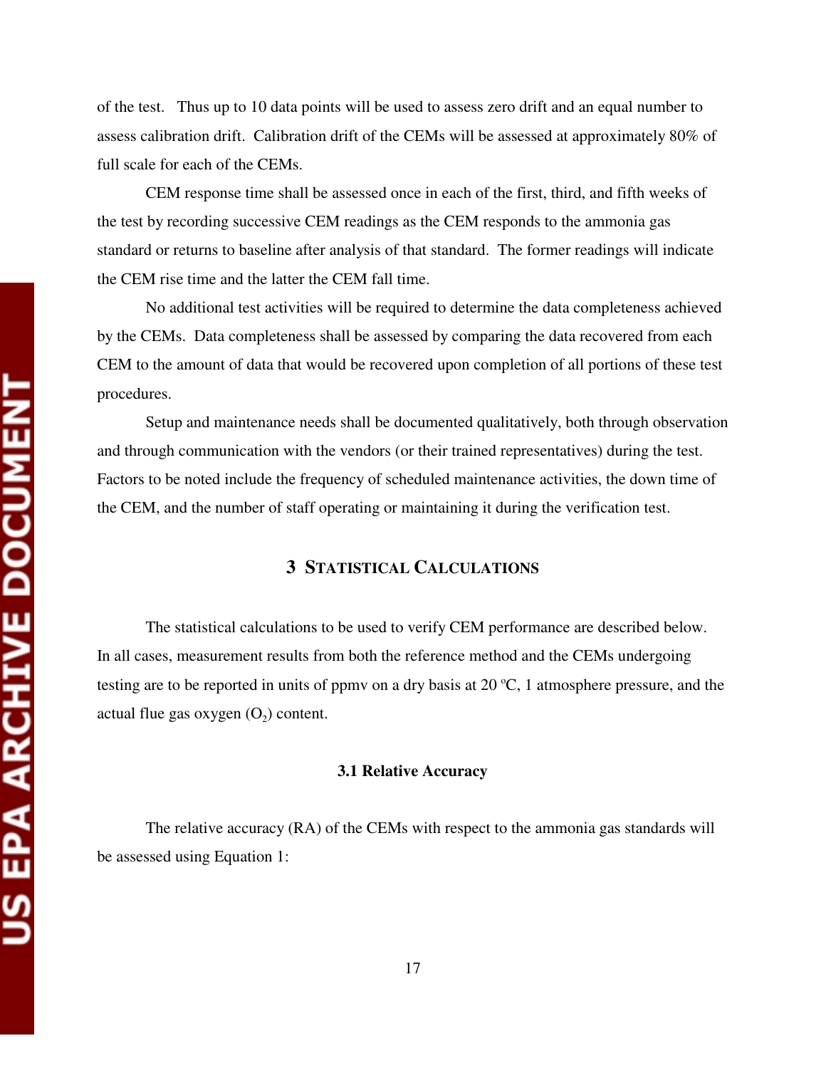of the test. Thus up to 10 data points will be used to assess zero drift and an equal number to assess calibration drift. Calibration drift of the CEMs will be assessed at approximately 80% of full scale for each of the CEMs.

CEM response time shall be assessed once in each of the first, third, and fifth weeks of the test by recording successive CEM readings as the CEM responds to the ammonia gas standard or returns to baseline after analysis of that standard. The former readings will indicate the CEM rise time and the latter the CEM fall time.

No additional test activities will be required to determine the data completeness achieved by the CEMs. Data completeness shall be assessed by comparing the data recovered from each CEM to the amount of data that would be recovered upon completion of all portions of these test procedures.

Setup and maintenance needs shall be documented qualitatively, both through observation and through communication with the vendors (or their trained representatives) during the test. Factors to be noted include the frequency of scheduled maintenance activities, the down time of the CEM, and the number of staff operating or maintaining it during the verification test.

## 3 STATISTICAL CALCULATIONS

The statistical calculations to be used to verify CEM performance are described below. In all cases, measurement results from both the reference method and the CEMs undergoing testing are to be reported in units of ppmv on a dry basis at 20 ºC, 1 atmosphere pressure, and the actual flue gas oxygen ($O_2$) content.

### 3.1 Relative Accuracy

The relative accuracy (RA) of the CEMs with respect to the ammonia gas standards will be assessed using Equation 1: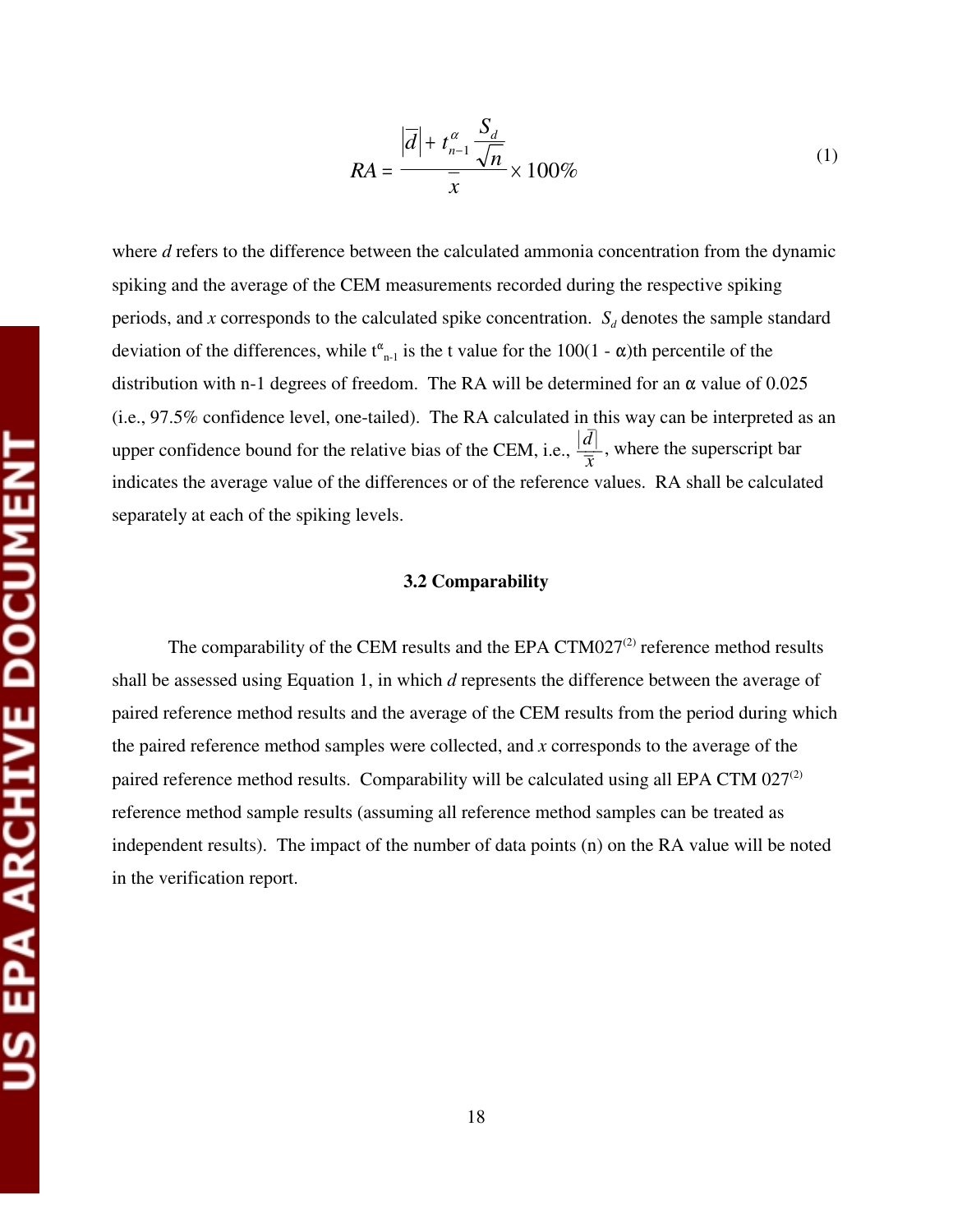$$RA = \frac{\left|\overline{d}\right| + t_{n-1}^{\alpha}\frac{S_d}{\sqrt{n}}}{\overline{x}} \times 100\% \quad (1)$$

where *d* refers to the difference between the calculated ammonia concentration from the dynamic spiking and the average of the CEM measurements recorded during the respective spiking periods, and *x* corresponds to the calculated spike concentration. $S_d$ denotes the sample standard deviation of the differences, while $t^{\alpha}_{n-1}$ is the t value for the 100(1 - α)th percentile of the distribution with n-1 degrees of freedom. The RA will be determined for an α value of 0.025 (i.e., 97.5% confidence level, one-tailed). The RA calculated in this way can be interpreted as an upper confidence bound for the relative bias of the CEM, i.e., $\frac{\left|\overline{d}\right|}{\overline{x}}$, where the superscript bar indicates the average value of the differences or of the reference values. RA shall be calculated separately at each of the spiking levels.

### 3.2 Comparability

The comparability of the CEM results and the EPA CTM027[2] reference method results shall be assessed using Equation 1, in which *d* represents the difference between the average of paired reference method results and the average of the CEM results from the period during which the paired reference method samples were collected, and *x* corresponds to the average of the paired reference method results. Comparability will be calculated using all EPA CTM 027[2] reference method sample results (assuming all reference method samples can be treated as independent results). The impact of the number of data points (n) on the RA value will be noted in the verification report.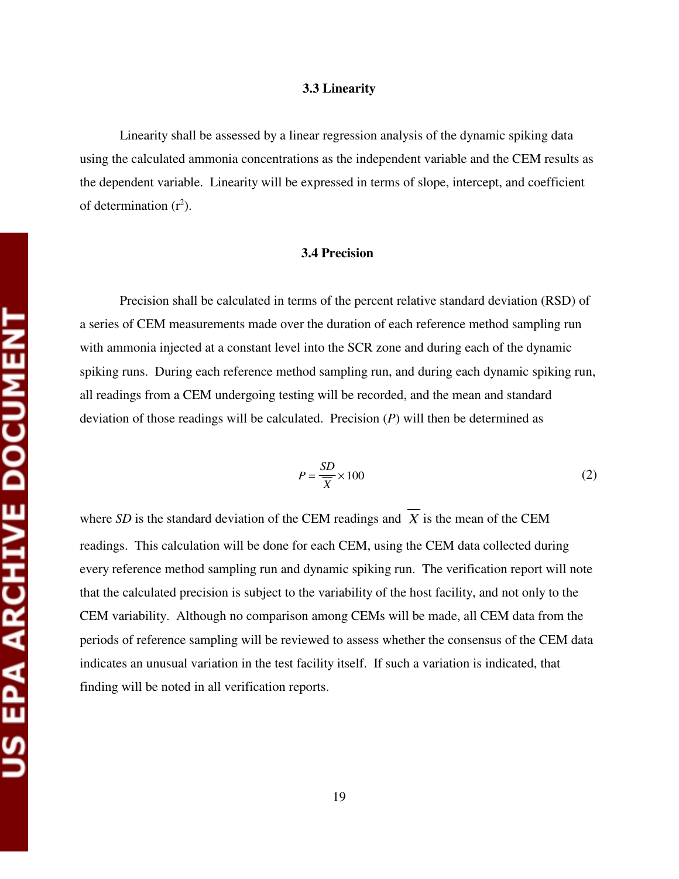### 3.3 Linearity

Linearity shall be assessed by a linear regression analysis of the dynamic spiking data using the calculated ammonia concentrations as the independent variable and the CEM results as the dependent variable. Linearity will be expressed in terms of slope, intercept, and coefficient of determination ($r^2$).

### 3.4 Precision

Precision shall be calculated in terms of the percent relative standard deviation (RSD) of a series of CEM measurements made over the duration of each reference method sampling run with ammonia injected at a constant level into the SCR zone and during each of the dynamic spiking runs. During each reference method sampling run, and during each dynamic spiking run, all readings from a CEM undergoing testing will be recorded, and the mean and standard deviation of those readings will be calculated. Precision ($P$) will then be determined as

$$P = \frac{SD}{\overline{X}} \times 100 \tag{2}$$

where $SD$ is the standard deviation of the CEM readings and $\overline{X}$ is the mean of the CEM readings. This calculation will be done for each CEM, using the CEM data collected during every reference method sampling run and dynamic spiking run. The verification report will note that the calculated precision is subject to the variability of the host facility, and not only to the CEM variability. Although no comparison among CEMs will be made, all CEM data from the periods of reference sampling will be reviewed to assess whether the consensus of the CEM data indicates an unusual variation in the test facility itself. If such a variation is indicated, that finding will be noted in all verification reports.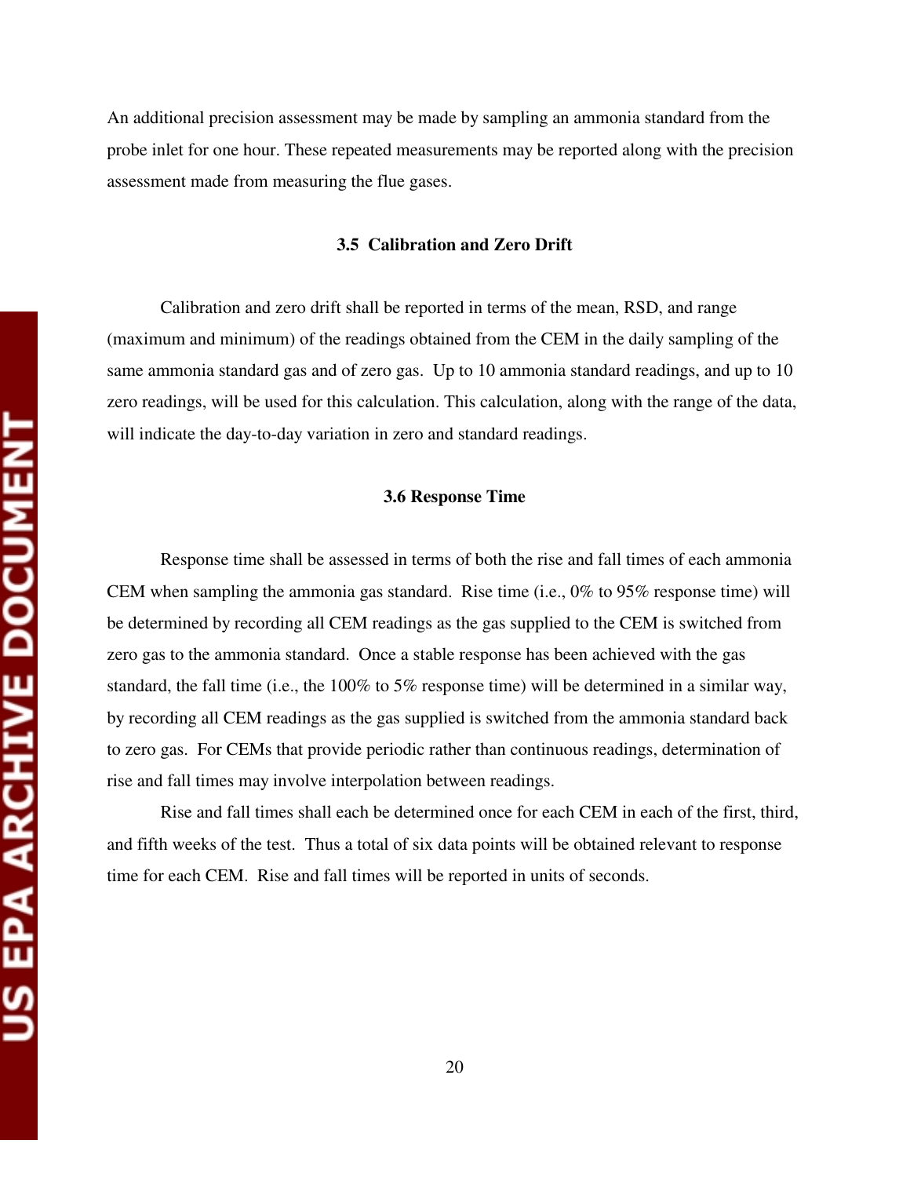An additional precision assessment may be made by sampling an ammonia standard from the probe inlet for one hour. These repeated measurements may be reported along with the precision assessment made from measuring the flue gases.

### 3.5 Calibration and Zero Drift

Calibration and zero drift shall be reported in terms of the mean, RSD, and range (maximum and minimum) of the readings obtained from the CEM in the daily sampling of the same ammonia standard gas and of zero gas. Up to 10 ammonia standard readings, and up to 10 zero readings, will be used for this calculation. This calculation, along with the range of the data, will indicate the day-to-day variation in zero and standard readings.

### 3.6 Response Time

Response time shall be assessed in terms of both the rise and fall times of each ammonia CEM when sampling the ammonia gas standard. Rise time (i.e., 0% to 95% response time) will be determined by recording all CEM readings as the gas supplied to the CEM is switched from zero gas to the ammonia standard. Once a stable response has been achieved with the gas standard, the fall time (i.e., the 100% to 5% response time) will be determined in a similar way, by recording all CEM readings as the gas supplied is switched from the ammonia standard back to zero gas. For CEMs that provide periodic rather than continuous readings, determination of rise and fall times may involve interpolation between readings.

Rise and fall times shall each be determined once for each CEM in each of the first, third, and fifth weeks of the test. Thus a total of six data points will be obtained relevant to response time for each CEM. Rise and fall times will be reported in units of seconds.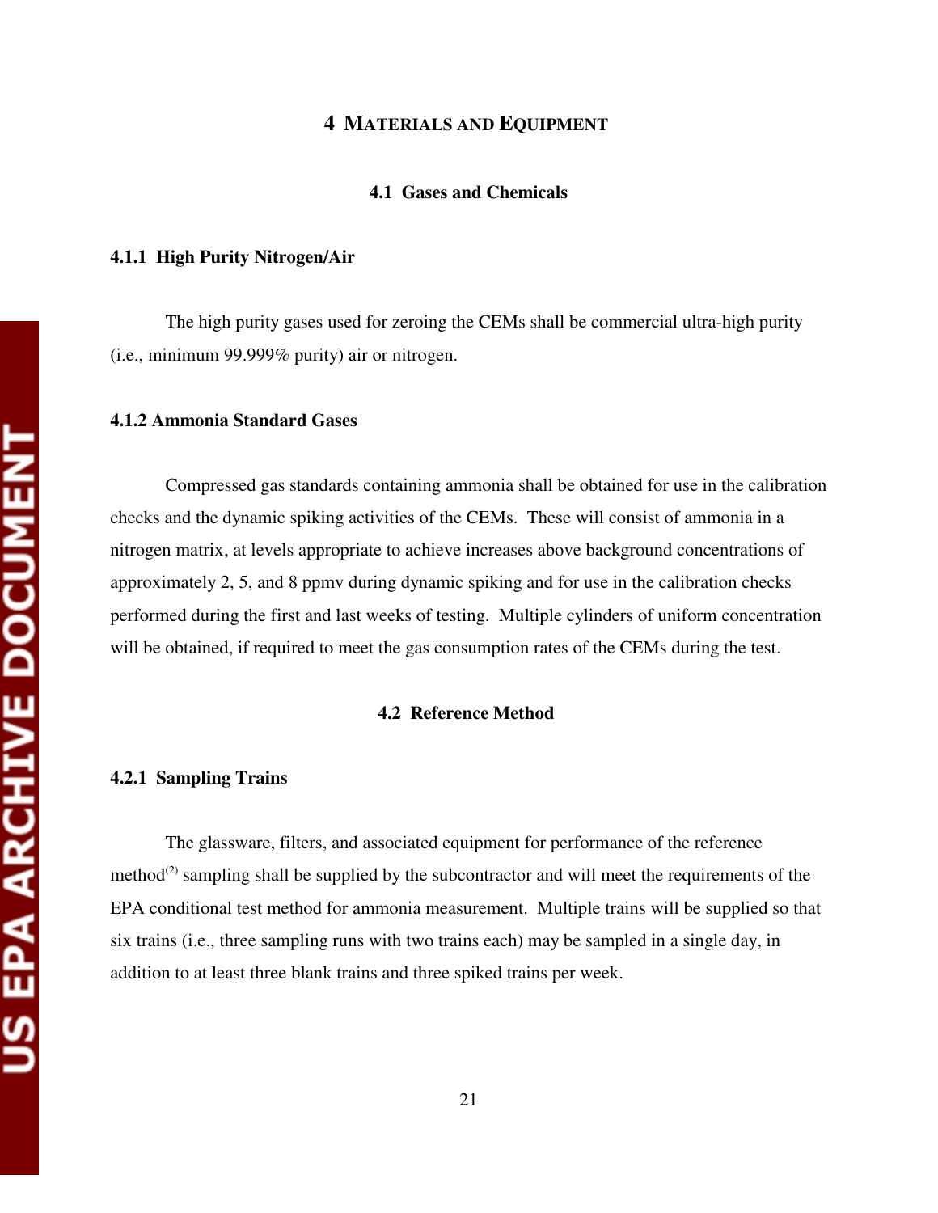# 4 MATERIALS AND EQUIPMENT

## 4.1 Gases and Chemicals

### 4.1.1 High Purity Nitrogen/Air

The high purity gases used for zeroing the CEMs shall be commercial ultra-high purity (i.e., minimum 99.999% purity) air or nitrogen.

### 4.1.2 Ammonia Standard Gases

Compressed gas standards containing ammonia shall be obtained for use in the calibration checks and the dynamic spiking activities of the CEMs. These will consist of ammonia in a nitrogen matrix, at levels appropriate to achieve increases above background concentrations of approximately 2, 5, and 8 ppmv during dynamic spiking and for use in the calibration checks performed during the first and last weeks of testing. Multiple cylinders of uniform concentration will be obtained, if required to meet the gas consumption rates of the CEMs during the test.

## 4.2 Reference Method

### 4.2.1 Sampling Trains

The glassware, filters, and associated equipment for performance of the reference method[2] sampling shall be supplied by the subcontractor and will meet the requirements of the EPA conditional test method for ammonia measurement. Multiple trains will be supplied so that six trains (i.e., three sampling runs with two trains each) may be sampled in a single day, in addition to at least three blank trains and three spiked trains per week.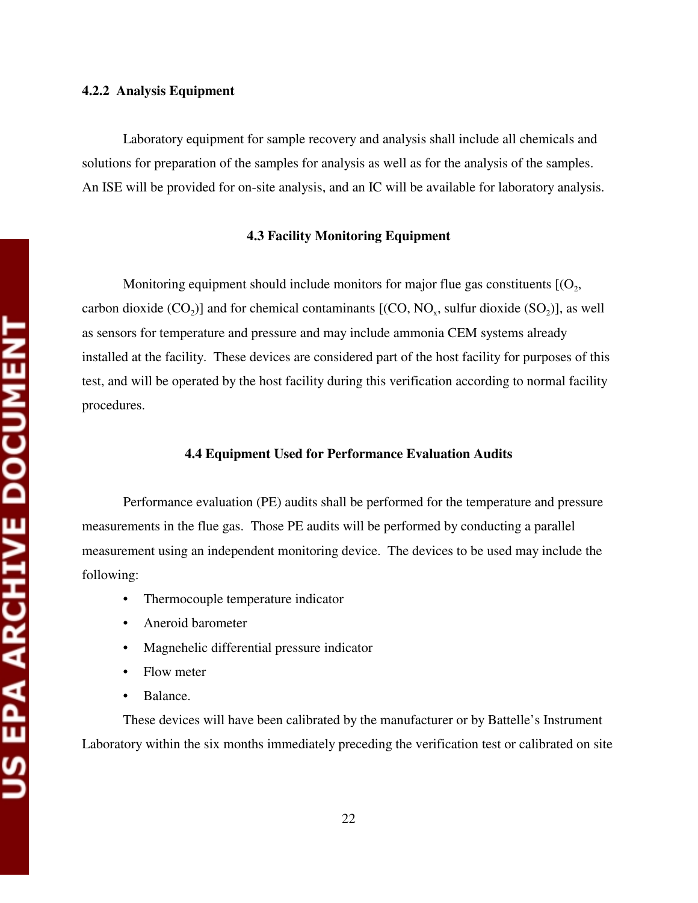### 4.2.2 Analysis Equipment

Laboratory equipment for sample recovery and analysis shall include all chemicals and solutions for preparation of the samples for analysis as well as for the analysis of the samples. An ISE will be provided for on-site analysis, and an IC will be available for laboratory analysis.

## 4.3 Facility Monitoring Equipment

Monitoring equipment should include monitors for major flue gas constituents [($O_2$, carbon dioxide ($CO_2$)] and for chemical contaminants [(CO, $NO_x$, sulfur dioxide ($SO_2$)], as well as sensors for temperature and pressure and may include ammonia CEM systems already installed at the facility. These devices are considered part of the host facility for purposes of this test, and will be operated by the host facility during this verification according to normal facility procedures.

## 4.4 Equipment Used for Performance Evaluation Audits

Performance evaluation (PE) audits shall be performed for the temperature and pressure measurements in the flue gas. Those PE audits will be performed by conducting a parallel measurement using an independent monitoring device. The devices to be used may include the following:

- Thermocouple temperature indicator
- Aneroid barometer
- Magnehelic differential pressure indicator
- Flow meter
- Balance.

These devices will have been calibrated by the manufacturer or by Battelle's Instrument Laboratory within the six months immediately preceding the verification test or calibrated on site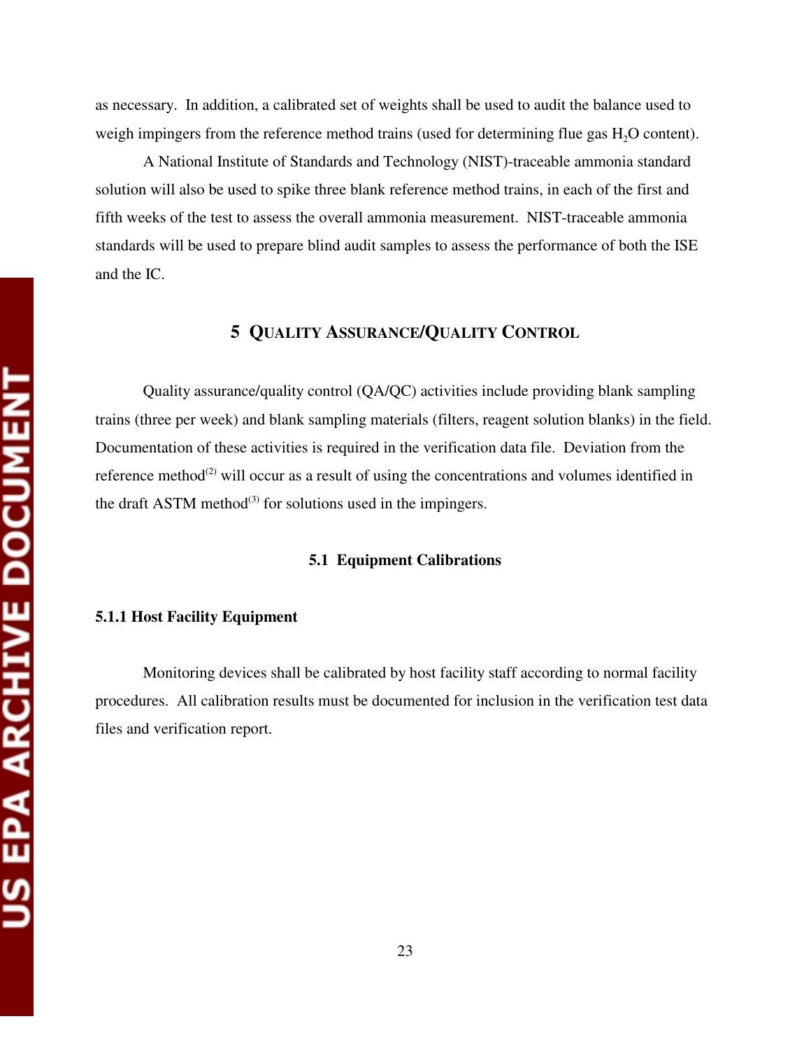as necessary. In addition, a calibrated set of weights shall be used to audit the balance used to weigh impingers from the reference method trains (used for determining flue gas $H_2O$ content).

A National Institute of Standards and Technology (NIST)-traceable ammonia standard solution will also be used to spike three blank reference method trains, in each of the first and fifth weeks of the test to assess the overall ammonia measurement. NIST-traceable ammonia standards will be used to prepare blind audit samples to assess the performance of both the ISE and the IC.

# 5 QUALITY ASSURANCE/QUALITY CONTROL

Quality assurance/quality control (QA/QC) activities include providing blank sampling trains (three per week) and blank sampling materials (filters, reagent solution blanks) in the field. Documentation of these activities is required in the verification data file. Deviation from the reference method[2] will occur as a result of using the concentrations and volumes identified in the draft ASTM method[3] for solutions used in the impingers.

## 5.1 Equipment Calibrations

### 5.1.1 Host Facility Equipment

Monitoring devices shall be calibrated by host facility staff according to normal facility procedures. All calibration results must be documented for inclusion in the verification test data files and verification report.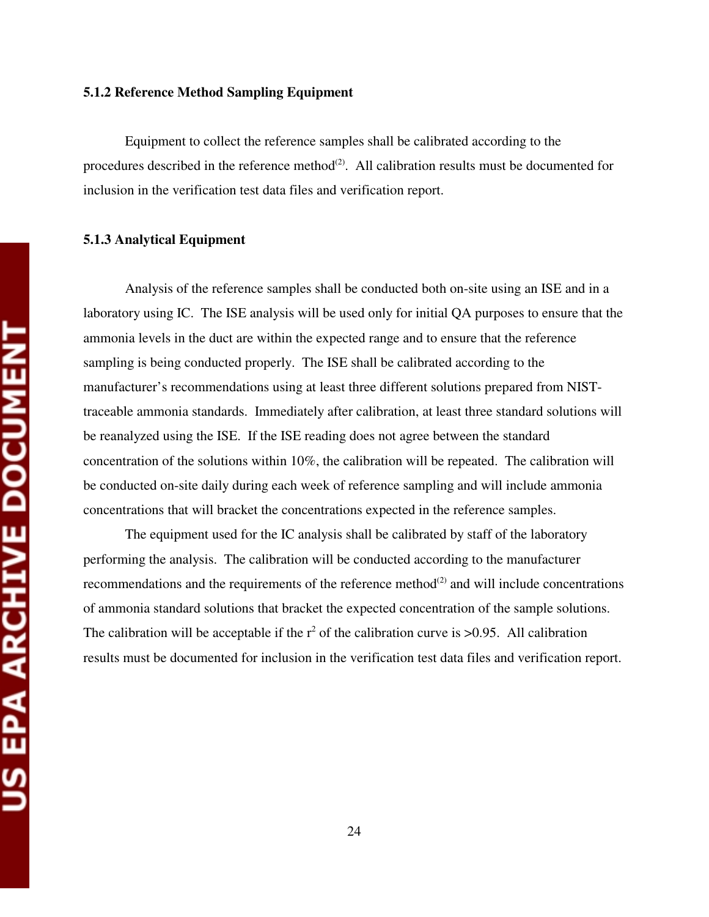### 5.1.2 Reference Method Sampling Equipment

Equipment to collect the reference samples shall be calibrated according to the procedures described in the reference method[2]. All calibration results must be documented for inclusion in the verification test data files and verification report.

### 5.1.3 Analytical Equipment

Analysis of the reference samples shall be conducted both on-site using an ISE and in a laboratory using IC. The ISE analysis will be used only for initial QA purposes to ensure that the ammonia levels in the duct are within the expected range and to ensure that the reference sampling is being conducted properly. The ISE shall be calibrated according to the manufacturer's recommendations using at least three different solutions prepared from NIST-traceable ammonia standards. Immediately after calibration, at least three standard solutions will be reanalyzed using the ISE. If the ISE reading does not agree between the standard concentration of the solutions within 10%, the calibration will be repeated. The calibration will be conducted on-site daily during each week of reference sampling and will include ammonia concentrations that will bracket the concentrations expected in the reference samples.

The equipment used for the IC analysis shall be calibrated by staff of the laboratory performing the analysis. The calibration will be conducted according to the manufacturer recommendations and the requirements of the reference method[2] and will include concentrations of ammonia standard solutions that bracket the expected concentration of the sample solutions. The calibration will be acceptable if the $r^2$ of the calibration curve is $>0.95$. All calibration results must be documented for inclusion in the verification test data files and verification report.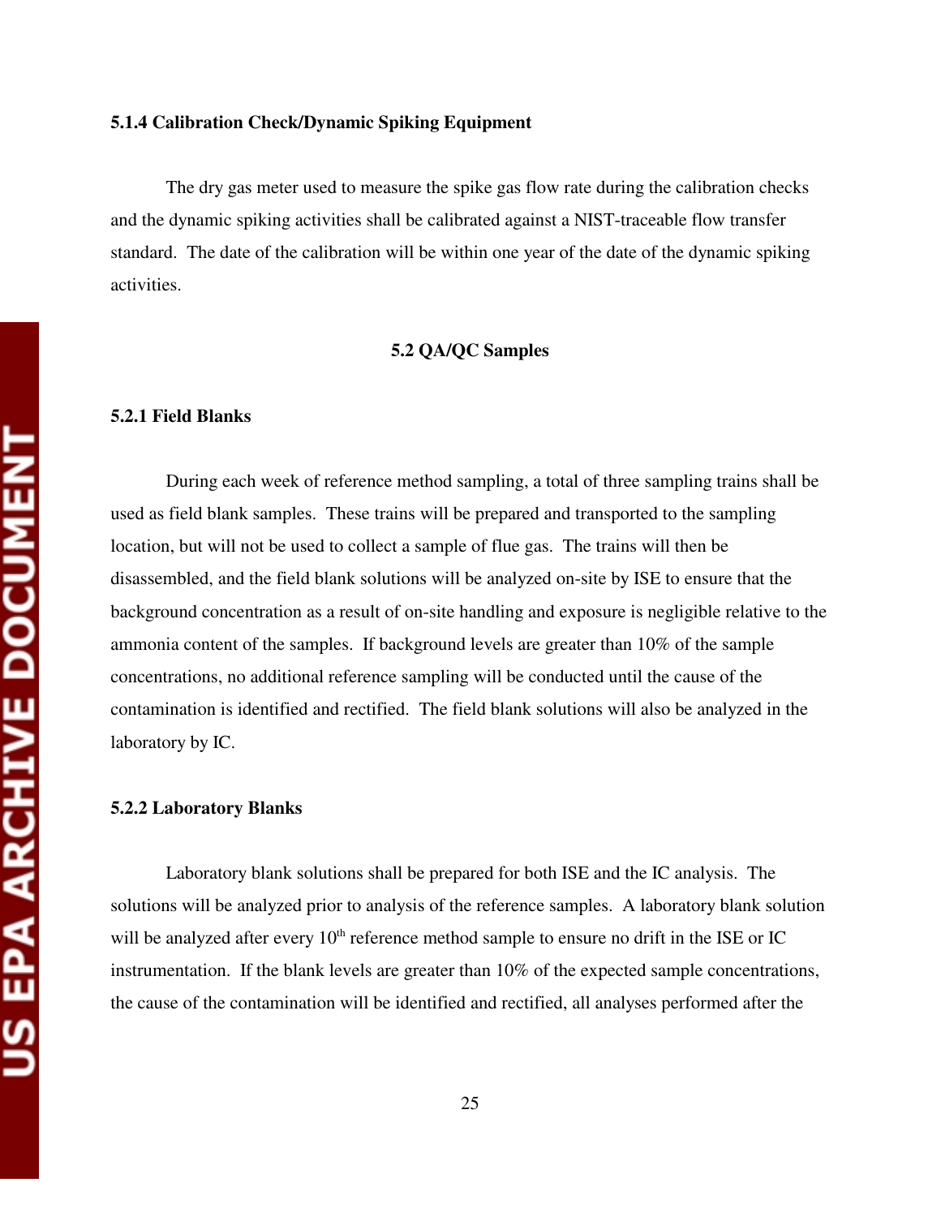### 5.1.4 Calibration Check/Dynamic Spiking Equipment

The dry gas meter used to measure the spike gas flow rate during the calibration checks and the dynamic spiking activities shall be calibrated against a NIST-traceable flow transfer standard. The date of the calibration will be within one year of the date of the dynamic spiking activities.

## 5.2 QA/QC Samples

### 5.2.1 Field Blanks

During each week of reference method sampling, a total of three sampling trains shall be used as field blank samples. These trains will be prepared and transported to the sampling location, but will not be used to collect a sample of flue gas. The trains will then be disassembled, and the field blank solutions will be analyzed on-site by ISE to ensure that the background concentration as a result of on-site handling and exposure is negligible relative to the ammonia content of the samples. If background levels are greater than 10% of the sample concentrations, no additional reference sampling will be conducted until the cause of the contamination is identified and rectified. The field blank solutions will also be analyzed in the laboratory by IC.

### 5.2.2 Laboratory Blanks

Laboratory blank solutions shall be prepared for both ISE and the IC analysis. The solutions will be analyzed prior to analysis of the reference samples. A laboratory blank solution will be analyzed after every 10th reference method sample to ensure no drift in the ISE or IC instrumentation. If the blank levels are greater than 10% of the expected sample concentrations, the cause of the contamination will be identified and rectified, all analyses performed after the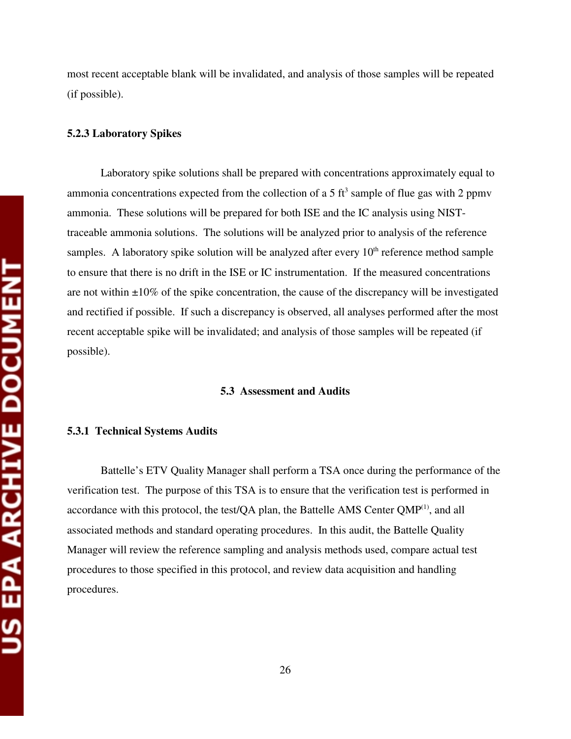most recent acceptable blank will be invalidated, and analysis of those samples will be repeated (if possible).

### 5.2.3 Laboratory Spikes

Laboratory spike solutions shall be prepared with concentrations approximately equal to ammonia concentrations expected from the collection of a 5 $ft^3$ sample of flue gas with 2 ppmv ammonia. These solutions will be prepared for both ISE and the IC analysis using NIST-traceable ammonia solutions. The solutions will be analyzed prior to analysis of the reference samples. A laboratory spike solution will be analyzed after every $10^{th}$ reference method sample to ensure that there is no drift in the ISE or IC instrumentation. If the measured concentrations are not within ±10% of the spike concentration, the cause of the discrepancy will be investigated and rectified if possible. If such a discrepancy is observed, all analyses performed after the most recent acceptable spike will be invalidated; and analysis of those samples will be repeated (if possible).

## 5.3 Assessment and Audits

### 5.3.1 Technical Systems Audits

Battelle's ETV Quality Manager shall perform a TSA once during the performance of the verification test. The purpose of this TSA is to ensure that the verification test is performed in accordance with this protocol, the test/QA plan, the Battelle AMS Center QMP[1], and all associated methods and standard operating procedures. In this audit, the Battelle Quality Manager will review the reference sampling and analysis methods used, compare actual test procedures to those specified in this protocol, and review data acquisition and handling procedures.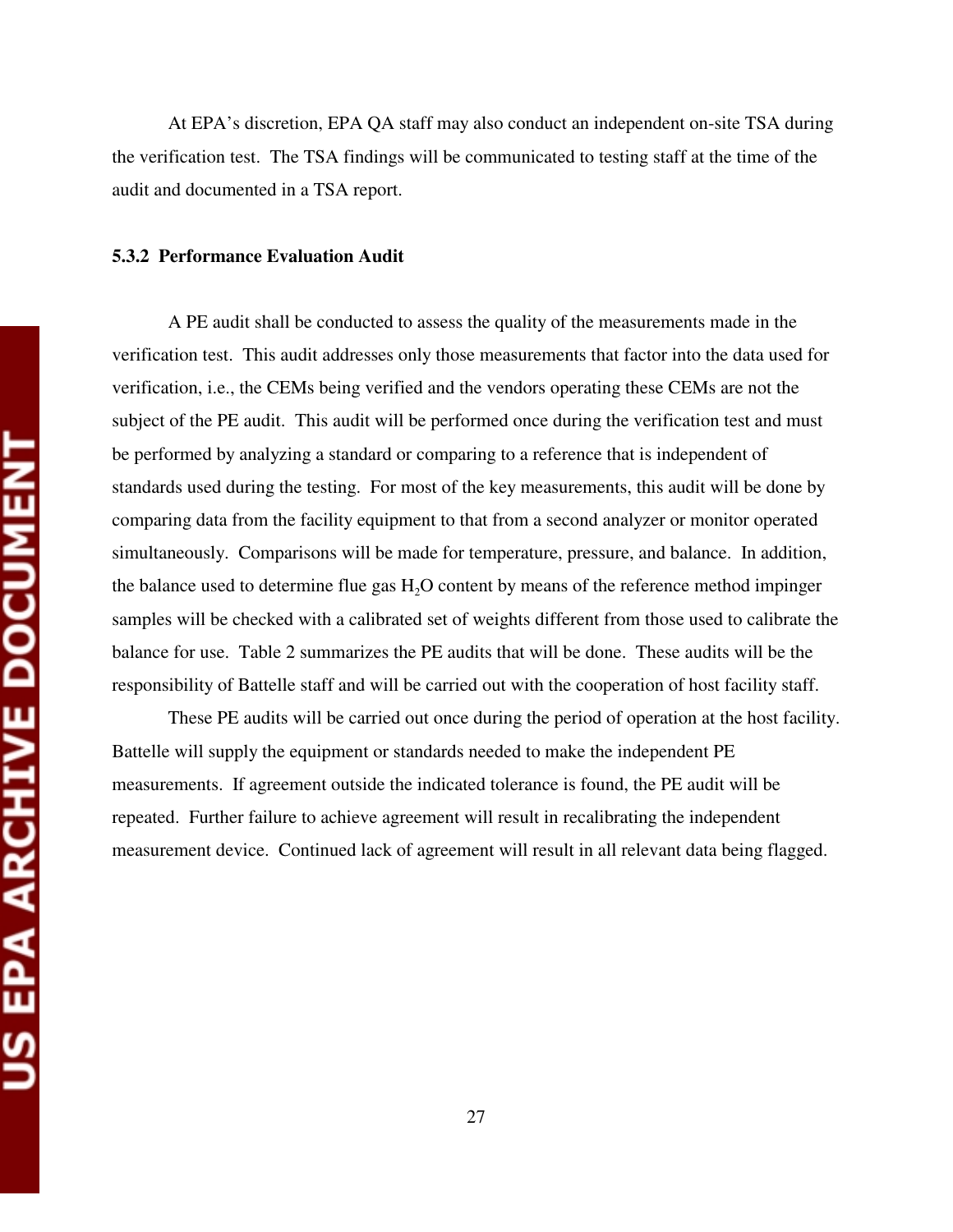At EPA's discretion, EPA QA staff may also conduct an independent on-site TSA during the verification test. The TSA findings will be communicated to testing staff at the time of the audit and documented in a TSA report.

### 5.3.2 Performance Evaluation Audit

A PE audit shall be conducted to assess the quality of the measurements made in the verification test. This audit addresses only those measurements that factor into the data used for verification, i.e., the CEMs being verified and the vendors operating these CEMs are not the subject of the PE audit. This audit will be performed once during the verification test and must be performed by analyzing a standard or comparing to a reference that is independent of standards used during the testing. For most of the key measurements, this audit will be done by comparing data from the facility equipment to that from a second analyzer or monitor operated simultaneously. Comparisons will be made for temperature, pressure, and balance. In addition, the balance used to determine flue gas $H_2O$ content by means of the reference method impinger samples will be checked with a calibrated set of weights different from those used to calibrate the balance for use. Table 2 summarizes the PE audits that will be done. These audits will be the responsibility of Battelle staff and will be carried out with the cooperation of host facility staff.

These PE audits will be carried out once during the period of operation at the host facility. Battelle will supply the equipment or standards needed to make the independent PE measurements. If agreement outside the indicated tolerance is found, the PE audit will be repeated. Further failure to achieve agreement will result in recalibrating the independent measurement device. Continued lack of agreement will result in all relevant data being flagged.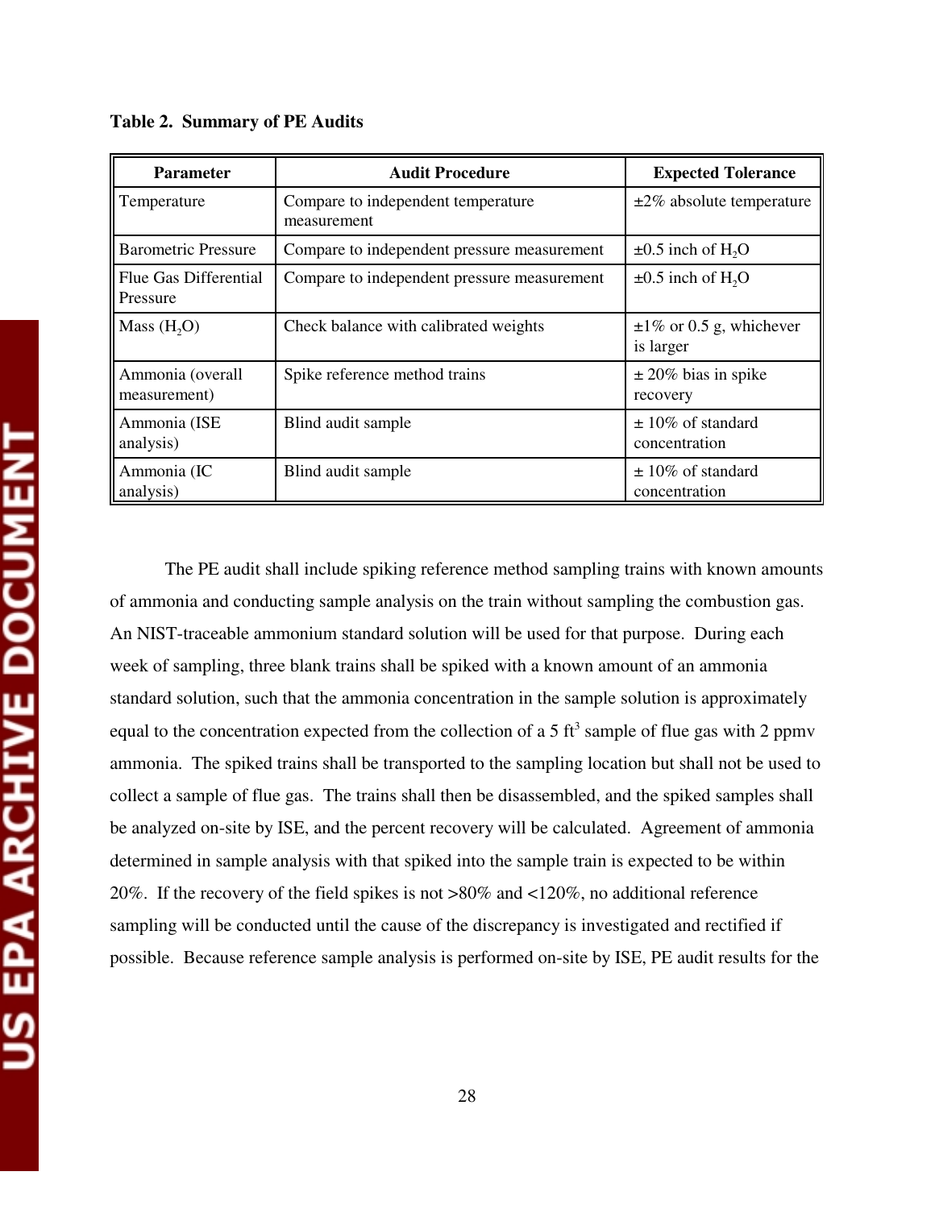**Table 2. Summary of PE Audits**

| Parameter | Audit Procedure | Expected Tolerance |
|---|---|---|
| Temperature | Compare to independent temperature measurement | ±2% absolute temperature |
| Barometric Pressure | Compare to independent pressure measurement | ±0.5 inch of $H_2O$ |
| Flue Gas Differential Pressure | Compare to independent pressure measurement | ±0.5 inch of $H_2O$ |
| Mass ($H_2O$) | Check balance with calibrated weights | ±1% or 0.5 g, whichever is larger |
| Ammonia (overall measurement) | Spike reference method trains | ± 20% bias in spike recovery |
| Ammonia (ISE analysis) | Blind audit sample | ± 10% of standard concentration |
| Ammonia (IC analysis) | Blind audit sample | ± 10% of standard concentration |

The PE audit shall include spiking reference method sampling trains with known amounts of ammonia and conducting sample analysis on the train without sampling the combustion gas. An NIST-traceable ammonium standard solution will be used for that purpose. During each week of sampling, three blank trains shall be spiked with a known amount of an ammonia standard solution, such that the ammonia concentration in the sample solution is approximately equal to the concentration expected from the collection of a 5 $ft^3$ sample of flue gas with 2 ppmv ammonia. The spiked trains shall be transported to the sampling location but shall not be used to collect a sample of flue gas. The trains shall then be disassembled, and the spiked samples shall be analyzed on-site by ISE, and the percent recovery will be calculated. Agreement of ammonia determined in sample analysis with that spiked into the sample train is expected to be within 20%. If the recovery of the field spikes is not >80% and <120%, no additional reference sampling will be conducted until the cause of the discrepancy is investigated and rectified if possible. Because reference sample analysis is performed on-site by ISE, PE audit results for the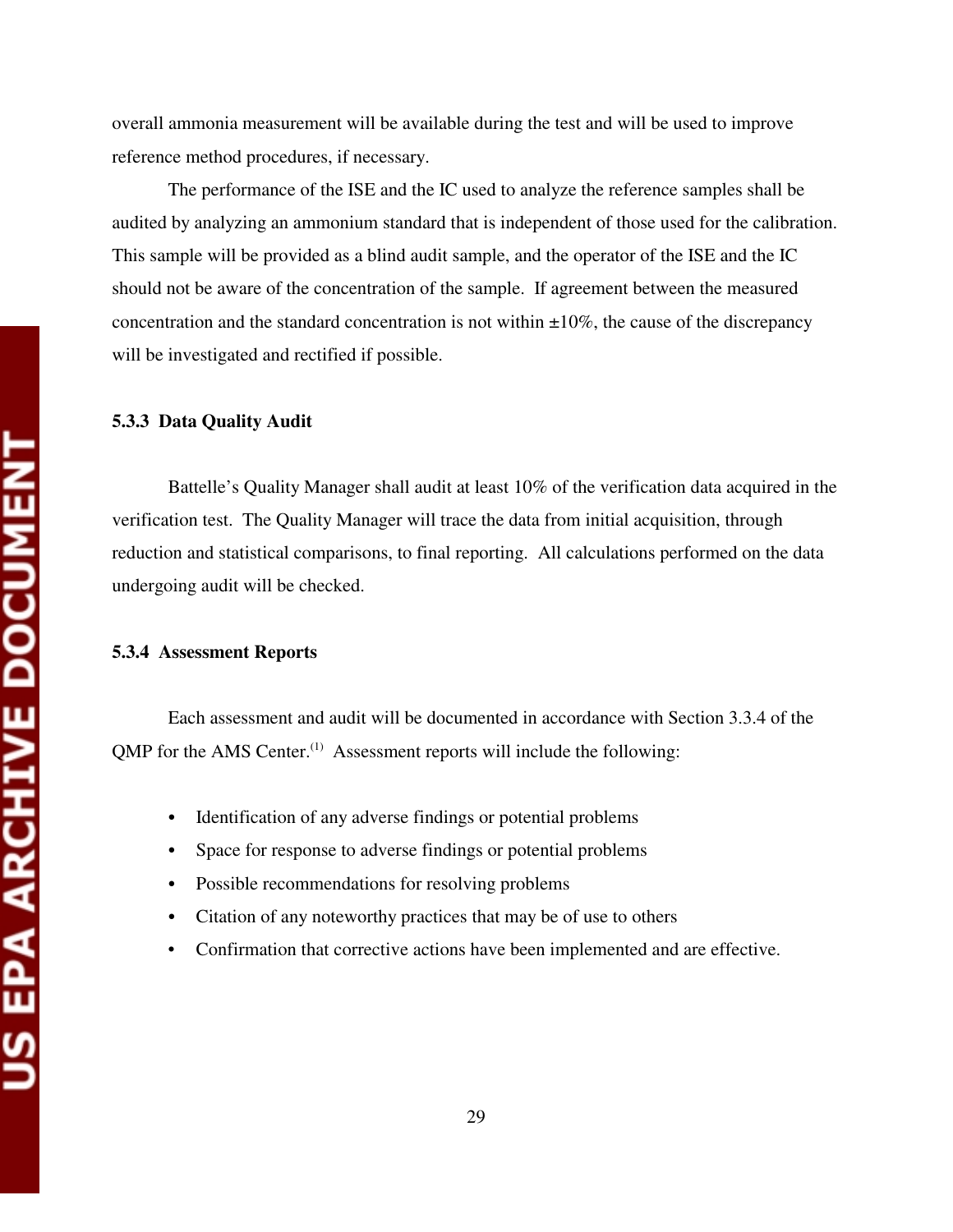overall ammonia measurement will be available during the test and will be used to improve reference method procedures, if necessary.

The performance of the ISE and the IC used to analyze the reference samples shall be audited by analyzing an ammonium standard that is independent of those used for the calibration. This sample will be provided as a blind audit sample, and the operator of the ISE and the IC should not be aware of the concentration of the sample. If agreement between the measured concentration and the standard concentration is not within ±10%, the cause of the discrepancy will be investigated and rectified if possible.

### 5.3.3 Data Quality Audit

Battelle's Quality Manager shall audit at least 10% of the verification data acquired in the verification test. The Quality Manager will trace the data from initial acquisition, through reduction and statistical comparisons, to final reporting. All calculations performed on the data undergoing audit will be checked.

### 5.3.4 Assessment Reports

Each assessment and audit will be documented in accordance with Section 3.3.4 of the QMP for the AMS Center.(1) Assessment reports will include the following:

- Identification of any adverse findings or potential problems
- Space for response to adverse findings or potential problems
- Possible recommendations for resolving problems
- Citation of any noteworthy practices that may be of use to others
- Confirmation that corrective actions have been implemented and are effective.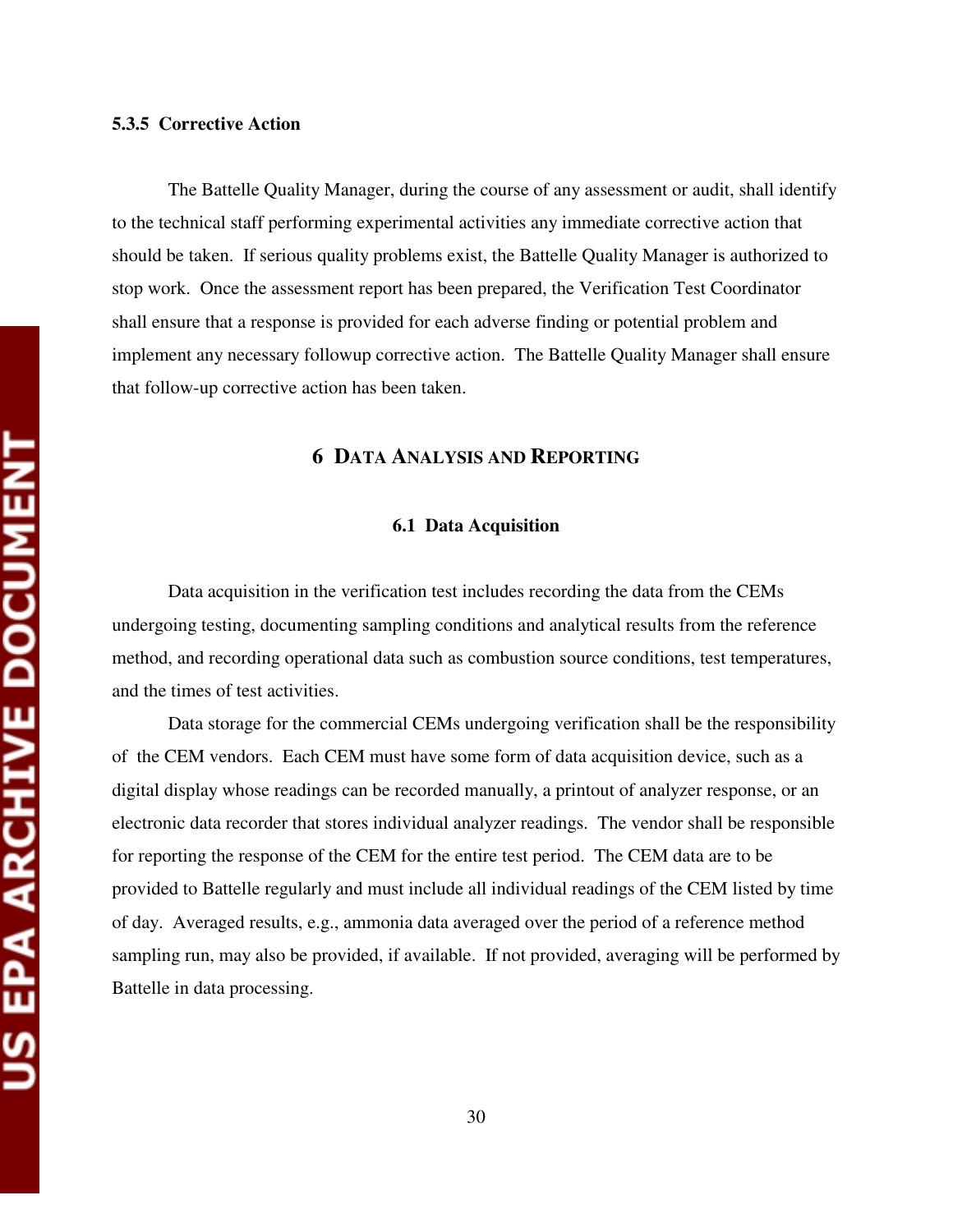### 5.3.5 Corrective Action

The Battelle Quality Manager, during the course of any assessment or audit, shall identify to the technical staff performing experimental activities any immediate corrective action that should be taken. If serious quality problems exist, the Battelle Quality Manager is authorized to stop work. Once the assessment report has been prepared, the Verification Test Coordinator shall ensure that a response is provided for each adverse finding or potential problem and implement any necessary followup corrective action. The Battelle Quality Manager shall ensure that follow-up corrective action has been taken.

# 6 DATA ANALYSIS AND REPORTING

## 6.1 Data Acquisition

Data acquisition in the verification test includes recording the data from the CEMs undergoing testing, documenting sampling conditions and analytical results from the reference method, and recording operational data such as combustion source conditions, test temperatures, and the times of test activities.

Data storage for the commercial CEMs undergoing verification shall be the responsibility of the CEM vendors. Each CEM must have some form of data acquisition device, such as a digital display whose readings can be recorded manually, a printout of analyzer response, or an electronic data recorder that stores individual analyzer readings. The vendor shall be responsible for reporting the response of the CEM for the entire test period. The CEM data are to be provided to Battelle regularly and must include all individual readings of the CEM listed by time of day. Averaged results, e.g., ammonia data averaged over the period of a reference method sampling run, may also be provided, if available. If not provided, averaging will be performed by Battelle in data processing.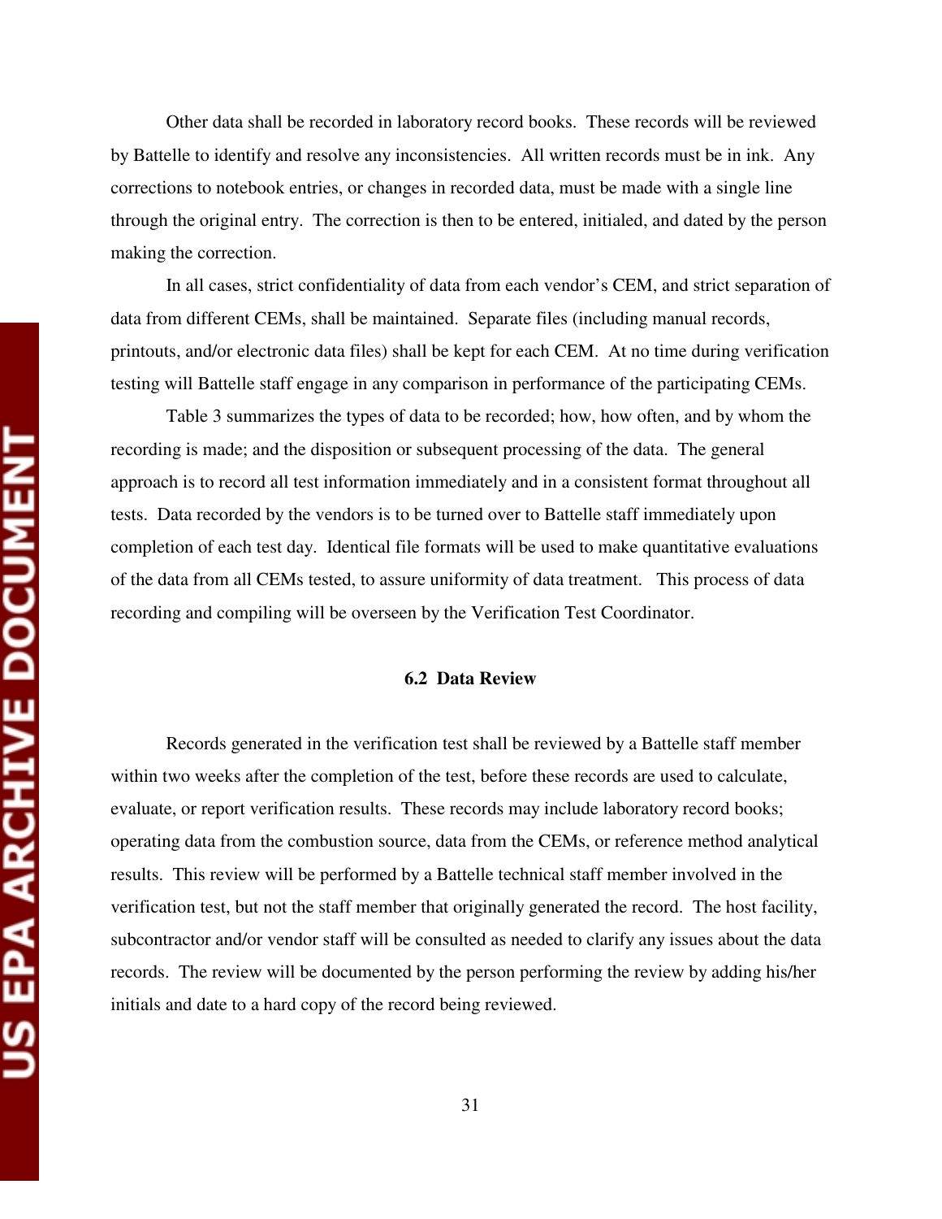Other data shall be recorded in laboratory record books. These records will be reviewed by Battelle to identify and resolve any inconsistencies. All written records must be in ink. Any corrections to notebook entries, or changes in recorded data, must be made with a single line through the original entry. The correction is then to be entered, initialed, and dated by the person making the correction.

In all cases, strict confidentiality of data from each vendor's CEM, and strict separation of data from different CEMs, shall be maintained. Separate files (including manual records, printouts, and/or electronic data files) shall be kept for each CEM. At no time during verification testing will Battelle staff engage in any comparison in performance of the participating CEMs.

Table 3 summarizes the types of data to be recorded; how, how often, and by whom the recording is made; and the disposition or subsequent processing of the data. The general approach is to record all test information immediately and in a consistent format throughout all tests. Data recorded by the vendors is to be turned over to Battelle staff immediately upon completion of each test day. Identical file formats will be used to make quantitative evaluations of the data from all CEMs tested, to assure uniformity of data treatment. This process of data recording and compiling will be overseen by the Verification Test Coordinator.

### 6.2 Data Review

Records generated in the verification test shall be reviewed by a Battelle staff member within two weeks after the completion of the test, before these records are used to calculate, evaluate, or report verification results. These records may include laboratory record books; operating data from the combustion source, data from the CEMs, or reference method analytical results. This review will be performed by a Battelle technical staff member involved in the verification test, but not the staff member that originally generated the record. The host facility, subcontractor and/or vendor staff will be consulted as needed to clarify any issues about the data records. The review will be documented by the person performing the review by adding his/her initials and date to a hard copy of the record being reviewed.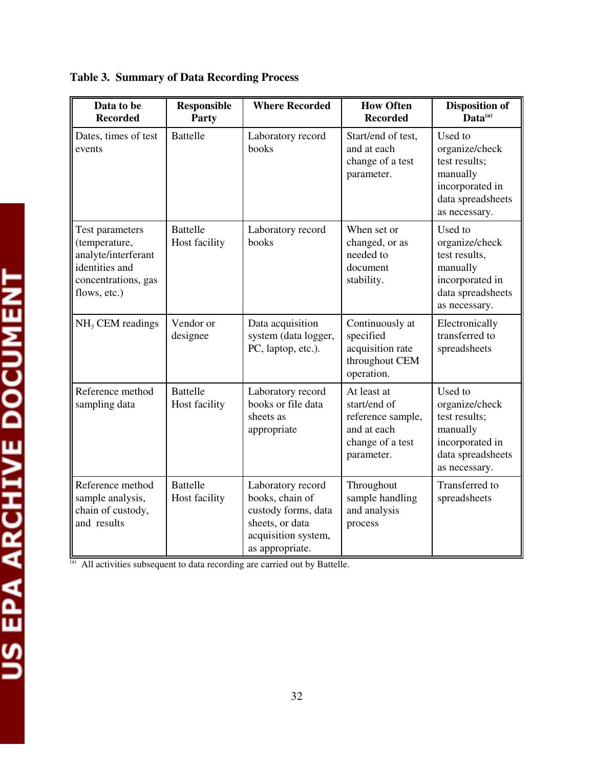**Table 3. Summary of Data Recording Process**

| Data to be Recorded | Responsible Party | Where Recorded | How Often Recorded | Disposition of Data[a] |
|---|---|---|---|---|
| Dates, times of test events | Battelle | Laboratory record books | Start/end of test, and at each change of a test parameter. | Used to organize/check test results; manually incorporated in data spreadsheets as necessary. |
| Test parameters (temperature, analyte/interferant identities and concentrations, gas flows, etc.) | Battelle Host facility | Laboratory record books | When set or changed, or as needed to document stability. | Used to organize/check test results, manually incorporated in data spreadsheets as necessary. |
| $NH_3$ CEM readings | Vendor or designee | Data acquisition system (data logger, PC, laptop, etc.). | Continuously at specified acquisition rate throughout CEM operation. | Electronically transferred to spreadsheets |
| Reference method sampling data | Battelle Host facility | Laboratory record books or file data sheets as appropriate | At least at start/end of reference sample, and at each change of a test parameter. | Used to organize/check test results; manually incorporated in data spreadsheets as necessary. |
| Reference method sample analysis, chain of custody, and results | Battelle Host facility | Laboratory record books, chain of custody forms, data sheets, or data acquisition system, as appropriate. | Throughout sample handling and analysis process | Transferred to spreadsheets |

[a] All activities subsequent to data recording are carried out by Battelle.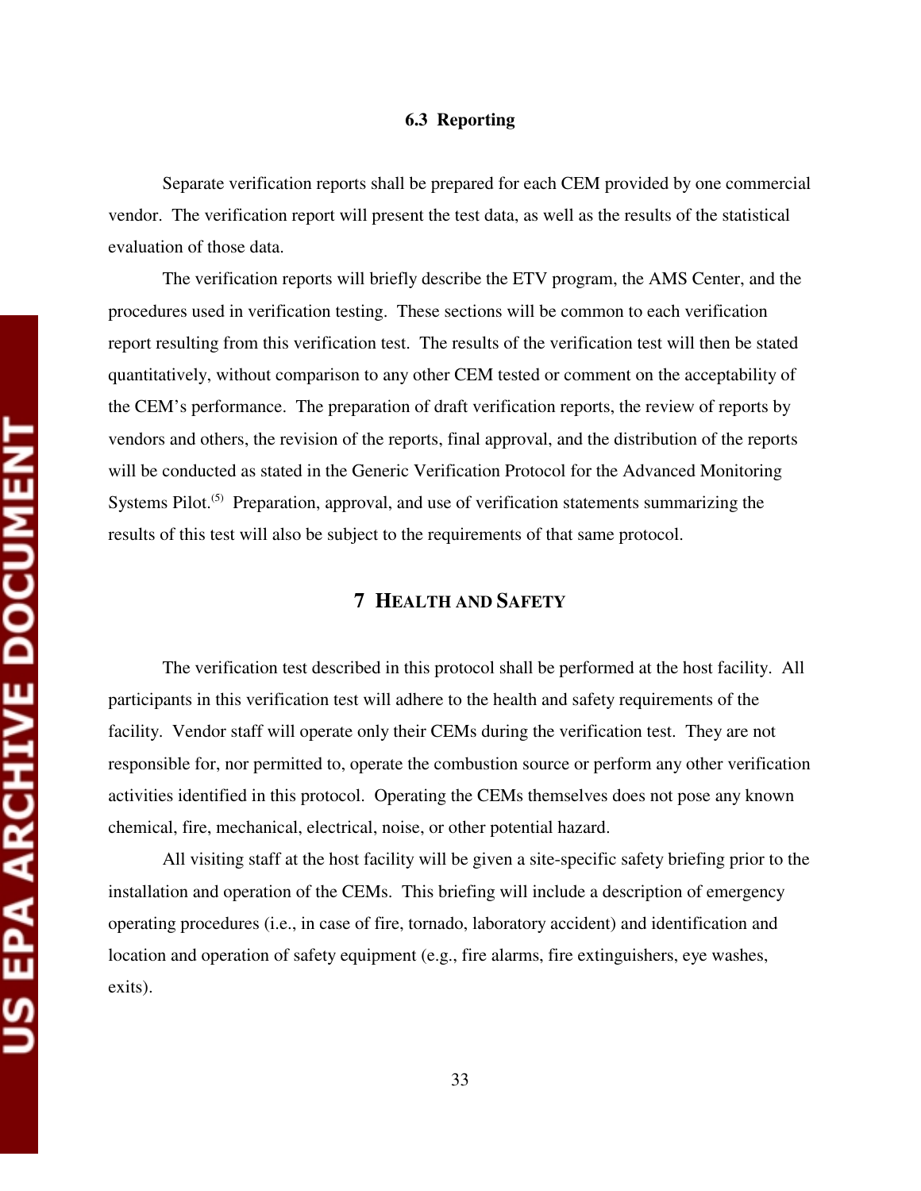### 6.3 Reporting

Separate verification reports shall be prepared for each CEM provided by one commercial vendor. The verification report will present the test data, as well as the results of the statistical evaluation of those data.

The verification reports will briefly describe the ETV program, the AMS Center, and the procedures used in verification testing. These sections will be common to each verification report resulting from this verification test. The results of the verification test will then be stated quantitatively, without comparison to any other CEM tested or comment on the acceptability of the CEM's performance. The preparation of draft verification reports, the review of reports by vendors and others, the revision of the reports, final approval, and the distribution of the reports will be conducted as stated in the Generic Verification Protocol for the Advanced Monitoring Systems Pilot.[5] Preparation, approval, and use of verification statements summarizing the results of this test will also be subject to the requirements of that same protocol.

## 7 HEALTH AND SAFETY

The verification test described in this protocol shall be performed at the host facility. All participants in this verification test will adhere to the health and safety requirements of the facility. Vendor staff will operate only their CEMs during the verification test. They are not responsible for, nor permitted to, operate the combustion source or perform any other verification activities identified in this protocol. Operating the CEMs themselves does not pose any known chemical, fire, mechanical, electrical, noise, or other potential hazard.

All visiting staff at the host facility will be given a site-specific safety briefing prior to the installation and operation of the CEMs. This briefing will include a description of emergency operating procedures (i.e., in case of fire, tornado, laboratory accident) and identification and location and operation of safety equipment (e.g., fire alarms, fire extinguishers, eye washes, exits).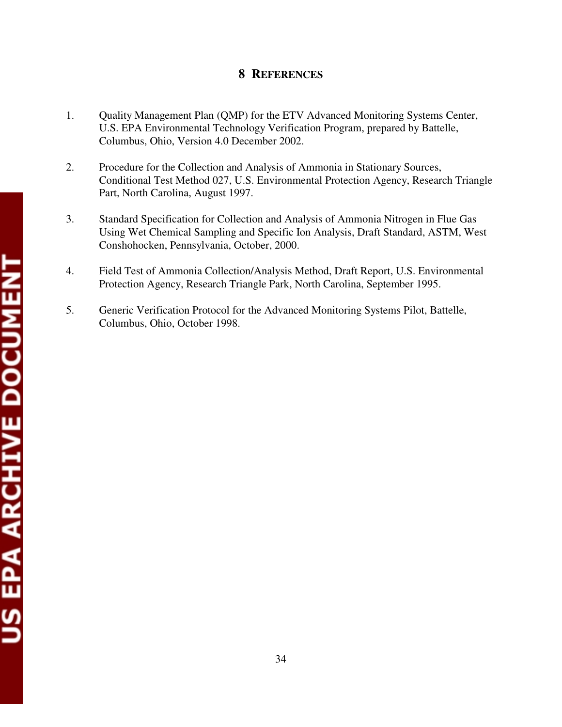# 8 References

1. Quality Management Plan (QMP) for the ETV Advanced Monitoring Systems Center, U.S. EPA Environmental Technology Verification Program, prepared by Battelle, Columbus, Ohio, Version 4.0 December 2002.

2. Procedure for the Collection and Analysis of Ammonia in Stationary Sources, Conditional Test Method 027, U.S. Environmental Protection Agency, Research Triangle Part, North Carolina, August 1997.

3. Standard Specification for Collection and Analysis of Ammonia Nitrogen in Flue Gas Using Wet Chemical Sampling and Specific Ion Analysis, Draft Standard, ASTM, West Conshohocken, Pennsylvania, October, 2000.

4. Field Test of Ammonia Collection/Analysis Method, Draft Report, U.S. Environmental Protection Agency, Research Triangle Park, North Carolina, September 1995.

5. Generic Verification Protocol for the Advanced Monitoring Systems Pilot, Battelle, Columbus, Ohio, October 1998.